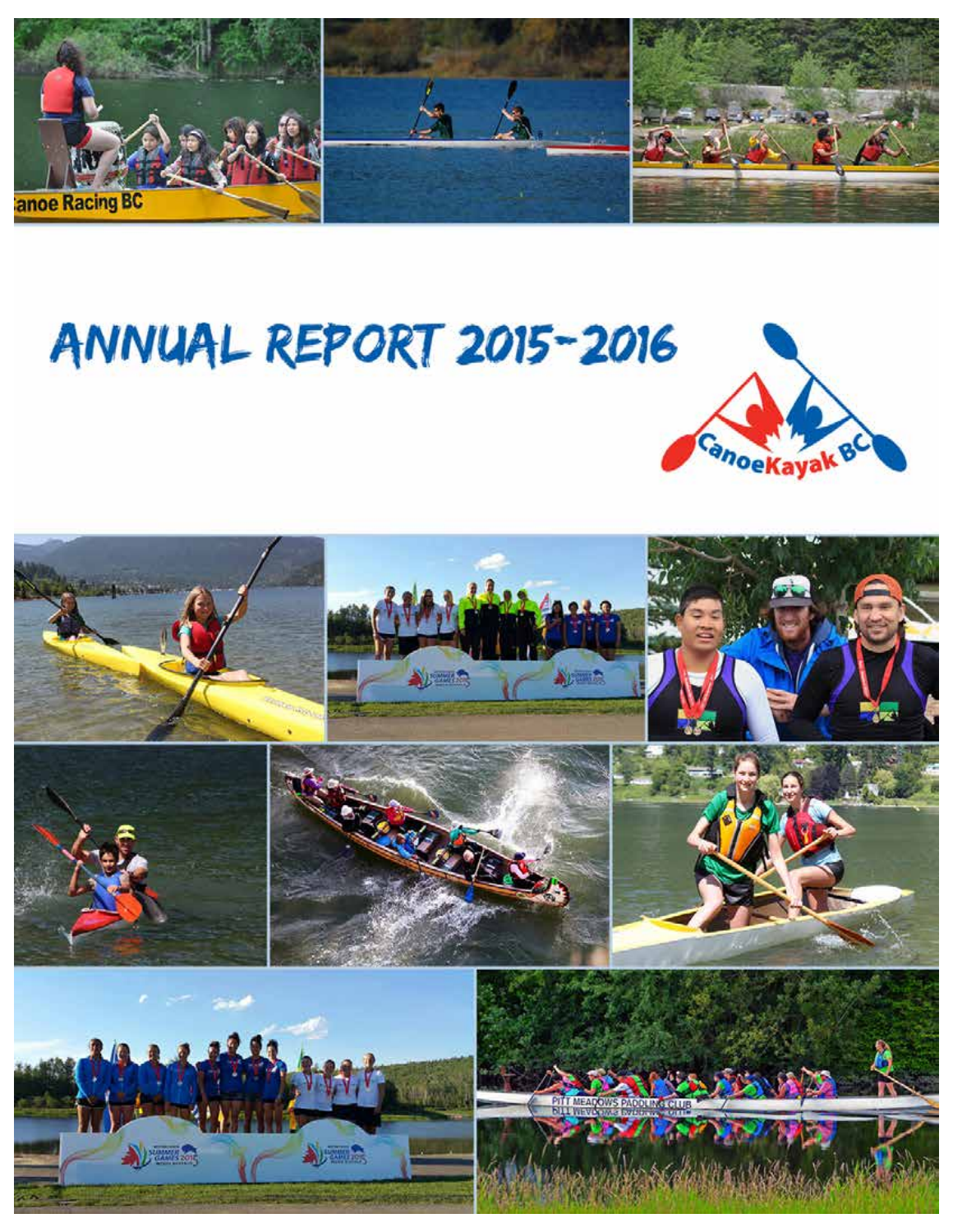# ANNUAL REPORT 2015-2016

CanoeKayak BC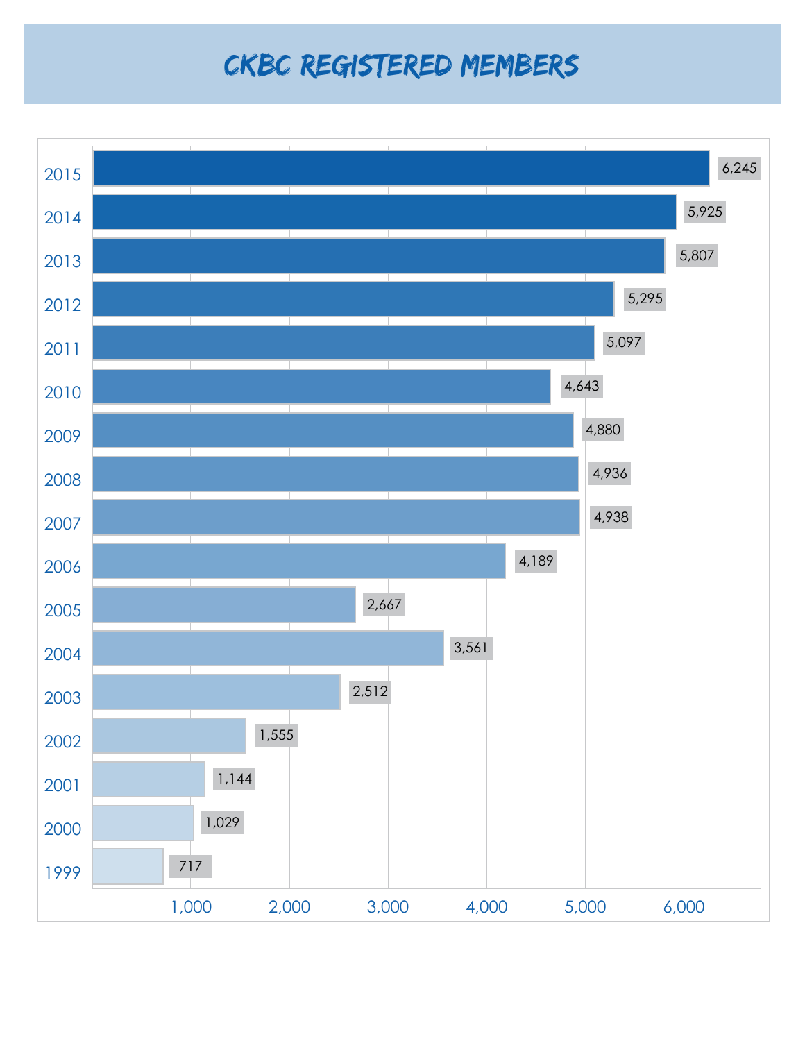# CKBC Registered Members

| Year | Registered Members |
| --- | --- |
| 2015 | 6,245 |
| 2014 | 5,925 |
| 2013 | 5,807 |
| 2012 | 5,295 |
| 2011 | 5,097 |
| 2010 | 4,643 |
| 2009 | 4,880 |
| 2008 | 4,936 |
| 2007 | 4,938 |
| 2006 | 4,189 |
| 2005 | 2,667 |
| 2004 | 3,561 |
| 2003 | 2,512 |
| 2002 | 1,555 |
| 2001 | 1,144 |
| 2000 | 1,029 |
| 1999 | 717 |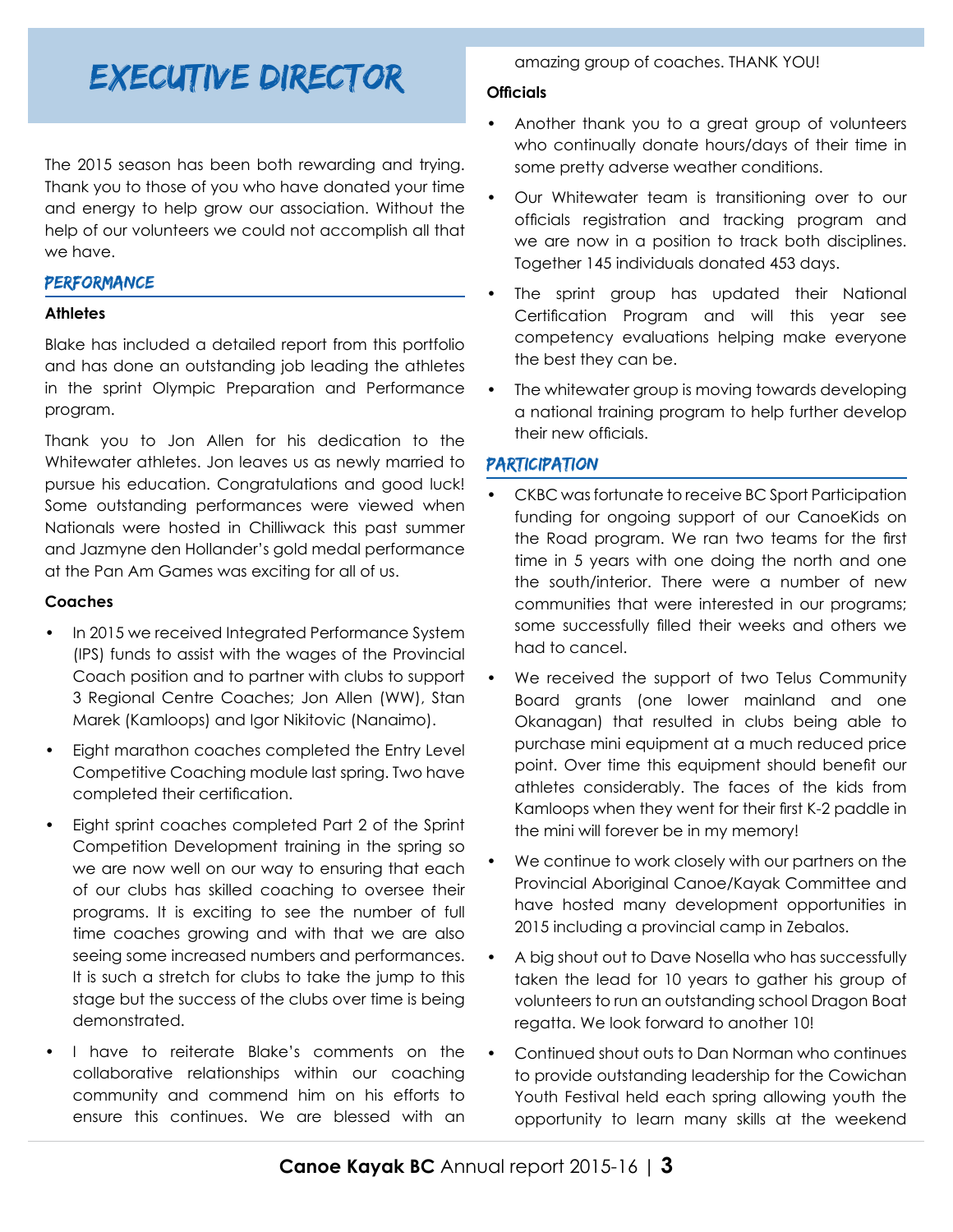# EXECUTIVE DIRECTOR

The 2015 season has been both rewarding and trying. Thank you to those of you who have donated your time and energy to help grow our association. Without the help of our volunteers we could not accomplish all that we have.

## PERFORMANCE

**Athletes**

Blake has included a detailed report from this portfolio and has done an outstanding job leading the athletes in the sprint Olympic Preparation and Performance program.

Thank you to Jon Allen for his dedication to the Whitewater athletes. Jon leaves us as newly married to pursue his education. Congratulations and good luck! Some outstanding performances were viewed when Nationals were hosted in Chilliwack this past summer and Jazmyne den Hollander's gold medal performance at the Pan Am Games was exciting for all of us.

**Coaches**

- In 2015 we received Integrated Performance System (IPS) funds to assist with the wages of the Provincial Coach position and to partner with clubs to support 3 Regional Centre Coaches; Jon Allen (WW), Stan Marek (Kamloops) and Igor Nikitovic (Nanaimo).
- Eight marathon coaches completed the Entry Level Competitive Coaching module last spring. Two have completed their certification.
- Eight sprint coaches completed Part 2 of the Sprint Competition Development training in the spring so we are now well on our way to ensuring that each of our clubs has skilled coaching to oversee their programs. It is exciting to see the number of full time coaches growing and with that we are also seeing some increased numbers and performances. It is such a stretch for clubs to take the jump to this stage but the success of the clubs over time is being demonstrated.
- I have to reiterate Blake's comments on the collaborative relationships within our coaching community and commend him on his efforts to ensure this continues. We are blessed with an amazing group of coaches. THANK YOU!

**Officials**

- Another thank you to a great group of volunteers who continually donate hours/days of their time in some pretty adverse weather conditions.
- Our Whitewater team is transitioning over to our officials registration and tracking program and we are now in a position to track both disciplines. Together 145 individuals donated 453 days.
- The sprint group has updated their National Certification Program and will this year see competency evaluations helping make everyone the best they can be.
- The whitewater group is moving towards developing a national training program to help further develop their new officials.

## PARTICIPATION

- CKBC was fortunate to receive BC Sport Participation funding for ongoing support of our CanoeKids on the Road program. We ran two teams for the first time in 5 years with one doing the north and one the south/interior. There were a number of new communities that were interested in our programs; some successfully filled their weeks and others we had to cancel.
- We received the support of two Telus Community Board grants (one lower mainland and one Okanagan) that resulted in clubs being able to purchase mini equipment at a much reduced price point. Over time this equipment should benefit our athletes considerably. The faces of the kids from Kamloops when they went for their first K-2 paddle in the mini will forever be in my memory!
- We continue to work closely with our partners on the Provincial Aboriginal Canoe/Kayak Committee and have hosted many development opportunities in 2015 including a provincial camp in Zebalos.
- A big shout out to Dave Nosella who has successfully taken the lead for 10 years to gather his group of volunteers to run an outstanding school Dragon Boat regatta. We look forward to another 10!
- Continued shout outs to Dan Norman who continues to provide outstanding leadership for the Cowichan Youth Festival held each spring allowing youth the opportunity to learn many skills at the weekend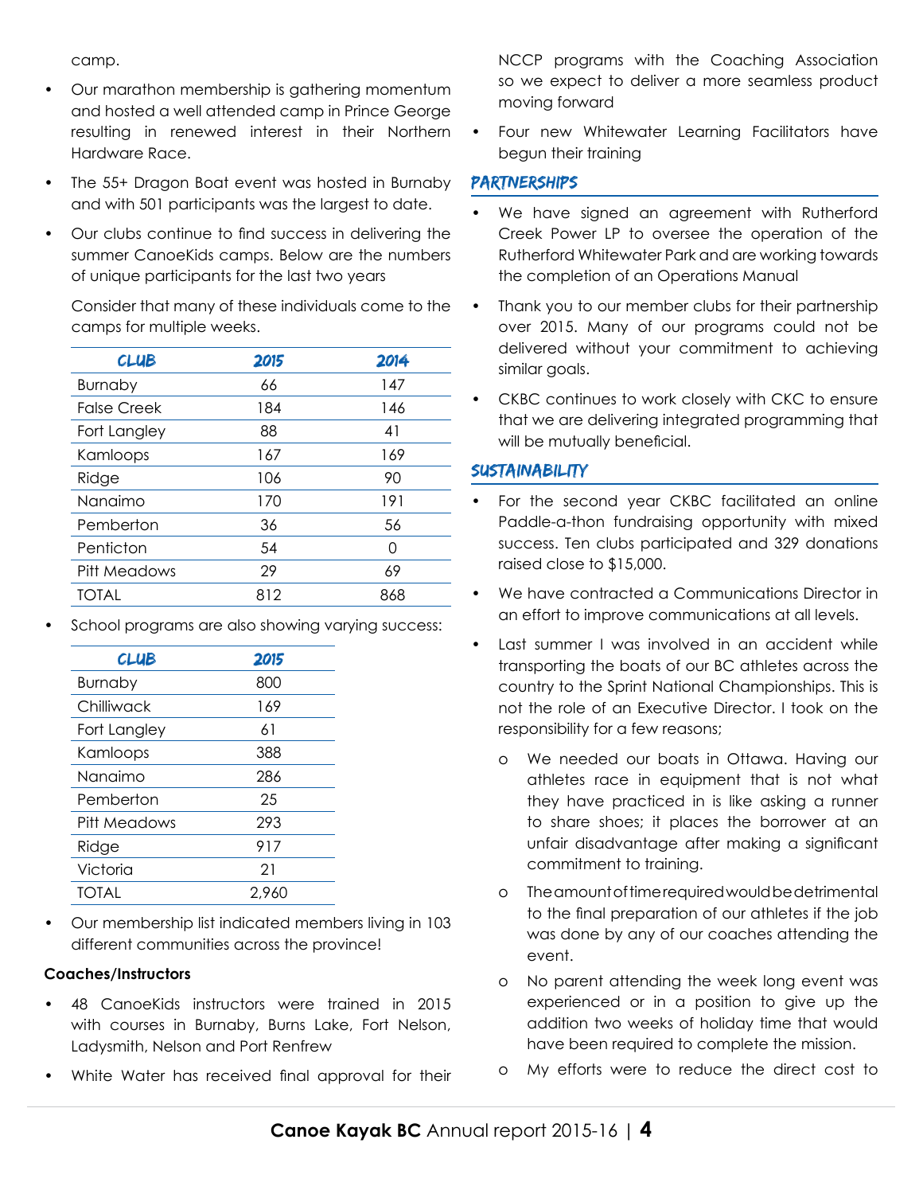camp.

- Our marathon membership is gathering momentum and hosted a well attended camp in Prince George resulting in renewed interest in their Northern Hardware Race.
- The 55+ Dragon Boat event was hosted in Burnaby and with 501 participants was the largest to date.
- Our clubs continue to find success in delivering the summer CanoeKids camps. Below are the numbers of unique participants for the last two years

  Consider that many of these individuals come to the camps for multiple weeks.

| CLUB | 2015 | 2014 |
| --- | --- | --- |
| Burnaby | 66 | 147 |
| False Creek | 184 | 146 |
| Fort Langley | 88 | 41 |
| Kamloops | 167 | 169 |
| Ridge | 106 | 90 |
| Nanaimo | 170 | 191 |
| Pemberton | 36 | 56 |
| Penticton | 54 | 0 |
| Pitt Meadows | 29 | 69 |
| TOTAL | 812 | 868 |

- School programs are also showing varying success:

| CLUB | 2015 |
| --- | --- |
| Burnaby | 800 |
| Chilliwack | 169 |
| Fort Langley | 61 |
| Kamloops | 388 |
| Nanaimo | 286 |
| Pemberton | 25 |
| Pitt Meadows | 293 |
| Ridge | 917 |
| Victoria | 21 |
| TOTAL | 2,960 |

- Our membership list indicated members living in 103 different communities across the province!

**Coaches/Instructors**

- 48 CanoeKids instructors were trained in 2015 with courses in Burnaby, Burns Lake, Fort Nelson, Ladysmith, Nelson and Port Renfrew
- White Water has received final approval for their NCCP programs with the Coaching Association so we expect to deliver a more seamless product moving forward
- Four new Whitewater Learning Facilitators have begun their training

## PARTNERSHIPS

- We have signed an agreement with Rutherford Creek Power LP to oversee the operation of the Rutherford Whitewater Park and are working towards the completion of an Operations Manual
- Thank you to our member clubs for their partnership over 2015. Many of our programs could not be delivered without your commitment to achieving similar goals.
- CKBC continues to work closely with CKC to ensure that we are delivering integrated programming that will be mutually beneficial.

## SUSTAINABILITY

- For the second year CKBC facilitated an online Paddle-a-thon fundraising opportunity with mixed success. Ten clubs participated and 329 donations raised close to $15,000.
- We have contracted a Communications Director in an effort to improve communications at all levels.
- Last summer I was involved in an accident while transporting the boats of our BC athletes across the country to the Sprint National Championships. This is not the role of an Executive Director. I took on the responsibility for a few reasons;
  - We needed our boats in Ottawa. Having our athletes race in equipment that is not what they have practiced in is like asking a runner to share shoes; it places the borrower at an unfair disadvantage after making a significant commitment to training.
  - The amount of time required would be detrimental to the final preparation of our athletes if the job was done by any of our coaches attending the event.
  - No parent attending the week long event was experienced or in a position to give up the addition two weeks of holiday time that would have been required to complete the mission.
  - My efforts were to reduce the direct cost to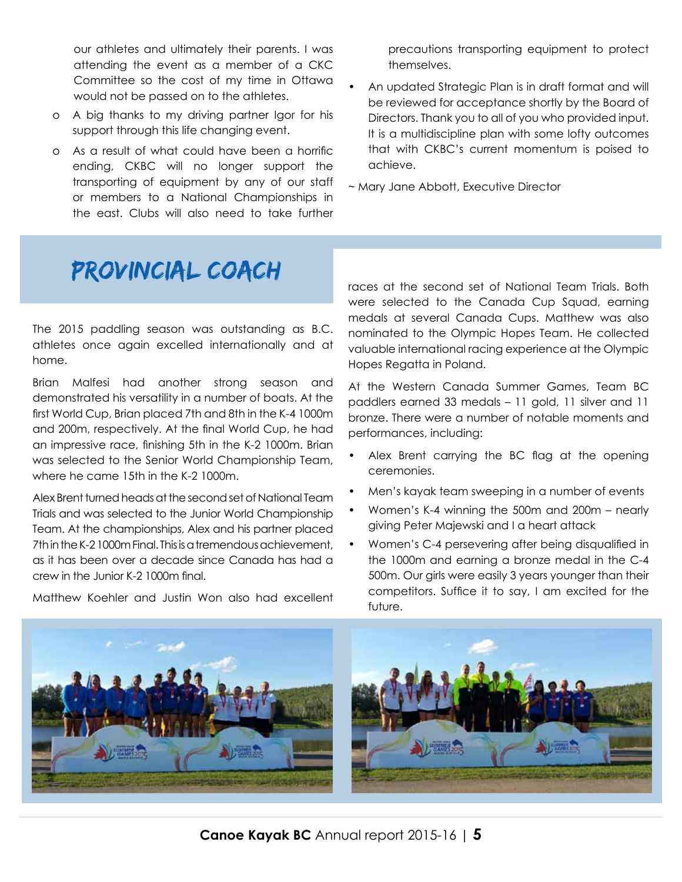our athletes and ultimately their parents. I was attending the event as a member of a CKC Committee so the cost of my time in Ottawa would not be passed on to the athletes.

- A big thanks to my driving partner Igor for his support through this life changing event.
- As a result of what could have been a horrific ending, CKBC will no longer support the transporting of equipment by any of our staff or members to a National Championships in the east. Clubs will also need to take further precautions transporting equipment to protect themselves.

- An updated Strategic Plan is in draft format and will be reviewed for acceptance shortly by the Board of Directors. Thank you to all of you who provided input. It is a multidiscipline plan with some lofty outcomes that with CKBC's current momentum is poised to achieve.

~ Mary Jane Abbott, Executive Director

## PROVINCIAL COACH

The 2015 paddling season was outstanding as B.C. athletes once again excelled internationally and at home.

Brian Malfesi had another strong season and demonstrated his versatility in a number of boats. At the first World Cup, Brian placed 7th and 8th in the K-4 1000m and 200m, respectively. At the final World Cup, he had an impressive race, finishing 5th in the K-2 1000m. Brian was selected to the Senior World Championship Team, where he came 15th in the K-2 1000m.

Alex Brent turned heads at the second set of National Team Trials and was selected to the Junior World Championship Team. At the championships, Alex and his partner placed 7th in the K-2 1000m Final. This is a tremendous achievement, as it has been over a decade since Canada has had a crew in the Junior K-2 1000m final.

Matthew Koehler and Justin Won also had excellent races at the second set of National Team Trials. Both were selected to the Canada Cup Squad, earning medals at several Canada Cups. Matthew was also nominated to the Olympic Hopes Team. He collected valuable international racing experience at the Olympic Hopes Regatta in Poland.

At the Western Canada Summer Games, Team BC paddlers earned 33 medals – 11 gold, 11 silver and 11 bronze. There were a number of notable moments and performances, including:

- Alex Brent carrying the BC flag at the opening ceremonies.
- Men's kayak team sweeping in a number of events
- Women's K-4 winning the 500m and 200m – nearly giving Peter Majewski and I a heart attack
- Women's C-4 persevering after being disqualified in the 1000m and earning a bronze medal in the C-4 500m. Our girls were easily 3 years younger than their competitors. Suffice it to say, I am excited for the future.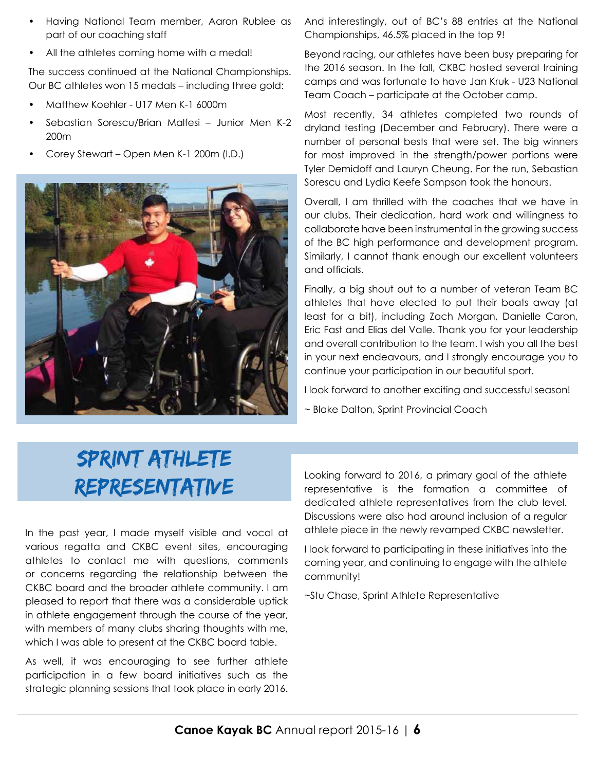- Having National Team member, Aaron Rublee as part of our coaching staff
- All the athletes coming home with a medal!

The success continued at the National Championships. Our BC athletes won 15 medals – including three gold:

- Matthew Koehler - U17 Men K-1 6000m
- Sebastian Sorescu/Brian Malfesi – Junior Men K-2 200m
- Corey Stewart – Open Men K-1 200m (I.D.)

And interestingly, out of BC's 88 entries at the National Championships, 46.5% placed in the top 9!

Beyond racing, our athletes have been busy preparing for the 2016 season. In the fall, CKBC hosted several training camps and was fortunate to have Jan Kruk - U23 National Team Coach – participate at the October camp.

Most recently, 34 athletes completed two rounds of dryland testing (December and February). There were a number of personal bests that were set. The big winners for most improved in the strength/power portions were Tyler Demidoff and Lauryn Cheung. For the run, Sebastian Sorescu and Lydia Keefe Sampson took the honours.

Overall, I am thrilled with the coaches that we have in our clubs. Their dedication, hard work and willingness to collaborate have been instrumental in the growing success of the BC high performance and development program. Similarly, I cannot thank enough our excellent volunteers and officials.

Finally, a big shout out to a number of veteran Team BC athletes that have elected to put their boats away (at least for a bit), including Zach Morgan, Danielle Caron, Eric Fast and Elias del Valle. Thank you for your leadership and overall contribution to the team. I wish you all the best in your next endeavours, and I strongly encourage you to continue your participation in our beautiful sport.

I look forward to another exciting and successful season!

~ Blake Dalton, Sprint Provincial Coach

# SPRINT ATHLETE REPRESENTATIVE

In the past year, I made myself visible and vocal at various regatta and CKBC event sites, encouraging athletes to contact me with questions, comments or concerns regarding the relationship between the CKBC board and the broader athlete community. I am pleased to report that there was a considerable uptick in athlete engagement through the course of the year, with members of many clubs sharing thoughts with me, which I was able to present at the CKBC board table.

As well, it was encouraging to see further athlete participation in a few board initiatives such as the strategic planning sessions that took place in early 2016.

Looking forward to 2016, a primary goal of the athlete representative is the formation a committee of dedicated athlete representatives from the club level. Discussions were also had around inclusion of a regular athlete piece in the newly revamped CKBC newsletter.

I look forward to participating in these initiatives into the coming year, and continuing to engage with the athlete community!

~Stu Chase, Sprint Athlete Representative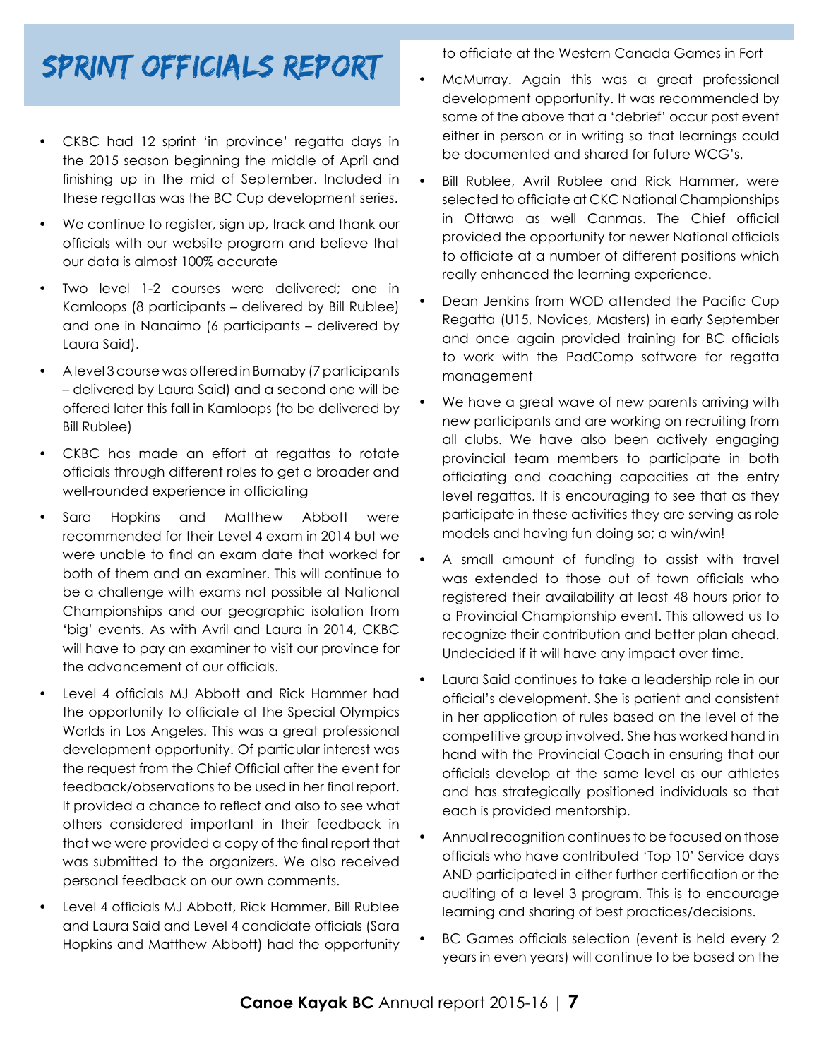# SPRINT OFFICIALS REPORT

- CKBC had 12 sprint 'in province' regatta days in the 2015 season beginning the middle of April and finishing up in the mid of September. Included in these regattas was the BC Cup development series.
- We continue to register, sign up, track and thank our officials with our website program and believe that our data is almost 100% accurate
- Two level 1-2 courses were delivered; one in Kamloops (8 participants – delivered by Bill Rublee) and one in Nanaimo (6 participants – delivered by Laura Said).
- A level 3 course was offered in Burnaby (7 participants – delivered by Laura Said) and a second one will be offered later this fall in Kamloops (to be delivered by Bill Rublee)
- CKBC has made an effort at regattas to rotate officials through different roles to get a broader and well-rounded experience in officiating
- Sara Hopkins and Matthew Abbott were recommended for their Level 4 exam in 2014 but we were unable to find an exam date that worked for both of them and an examiner. This will continue to be a challenge with exams not possible at National Championships and our geographic isolation from 'big' events. As with Avril and Laura in 2014, CKBC will have to pay an examiner to visit our province for the advancement of our officials.
- Level 4 officials MJ Abbott and Rick Hammer had the opportunity to officiate at the Special Olympics Worlds in Los Angeles. This was a great professional development opportunity. Of particular interest was the request from the Chief Official after the event for feedback/observations to be used in her final report. It provided a chance to reflect and also to see what others considered important in their feedback in that we were provided a copy of the final report that was submitted to the organizers. We also received personal feedback on our own comments.
- Level 4 officials MJ Abbott, Rick Hammer, Bill Rublee and Laura Said and Level 4 candidate officials (Sara Hopkins and Matthew Abbott) had the opportunity to officiate at the Western Canada Games in Fort McMurray. Again this was a great professional development opportunity. It was recommended by some of the above that a 'debrief' occur post event either in person or in writing so that learnings could be documented and shared for future WCG's.
- Bill Rublee, Avril Rublee and Rick Hammer, were selected to officiate at CKC National Championships in Ottawa as well Canmas. The Chief official provided the opportunity for newer National officials to officiate at a number of different positions which really enhanced the learning experience.
- Dean Jenkins from WOD attended the Pacific Cup Regatta (U15, Novices, Masters) in early September and once again provided training for BC officials to work with the PadComp software for regatta management
- We have a great wave of new parents arriving with new participants and are working on recruiting from all clubs. We have also been actively engaging provincial team members to participate in both officiating and coaching capacities at the entry level regattas. It is encouraging to see that as they participate in these activities they are serving as role models and having fun doing so; a win/win!
- A small amount of funding to assist with travel was extended to those out of town officials who registered their availability at least 48 hours prior to a Provincial Championship event. This allowed us to recognize their contribution and better plan ahead. Undecided if it will have any impact over time.
- Laura Said continues to take a leadership role in our official's development. She is patient and consistent in her application of rules based on the level of the competitive group involved. She has worked hand in hand with the Provincial Coach in ensuring that our officials develop at the same level as our athletes and has strategically positioned individuals so that each is provided mentorship.
- Annual recognition continues to be focused on those officials who have contributed 'Top 10' Service days AND participated in either further certification or the auditing of a level 3 program. This is to encourage learning and sharing of best practices/decisions.
- BC Games officials selection (event is held every 2 years in even years) will continue to be based on the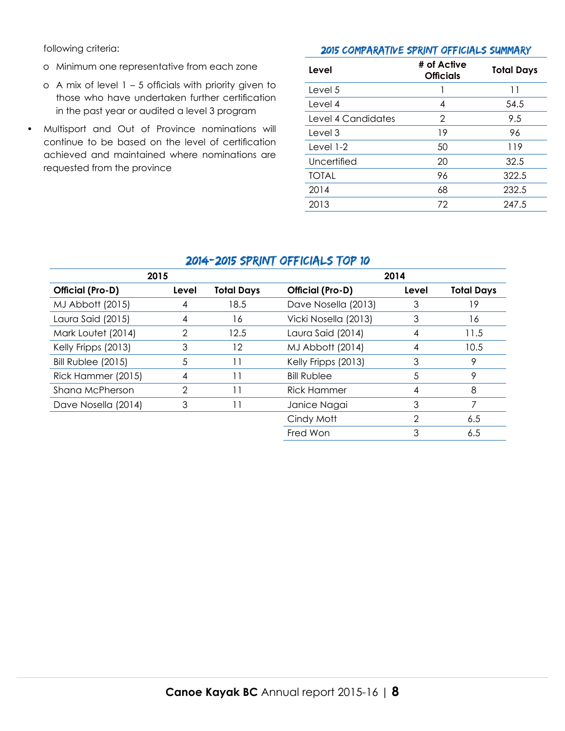following criteria:

- Minimum one representative from each zone
- A mix of level 1 – 5 officials with priority given to those who have undertaken further certification in the past year or audited a level 3 program

- Multisport and Out of Province nominations will continue to be based on the level of certification achieved and maintained where nominations are requested from the province

## 2015 Comparative Sprint Officials Summary

| Level | # of Active Officials | Total Days |
|---|---|---|
| Level 5 | 1 | 11 |
| Level 4 | 4 | 54.5 |
| Level 4 Candidates | 2 | 9.5 |
| Level 3 | 19 | 96 |
| Level 1-2 | 50 | 119 |
| Uncertified | 20 | 32.5 |
| TOTAL | 96 | 322.5 |
| 2014 | 68 | 232.5 |
| 2013 | 72 | 247.5 |

## 2014-2015 Sprint Officials Top 10

| 2015 | | | 2014 | | |
|---|---|---|---|---|---|
| **Official (Pro-D)** | **Level** | **Total Days** | **Official (Pro-D)** | **Level** | **Total Days** |
| MJ Abbott (2015) | 4 | 18.5 | Dave Nosella (2013) | 3 | 19 |
| Laura Said (2015) | 4 | 16 | Vicki Nosella (2013) | 3 | 16 |
| Mark Loutet (2014) | 2 | 12.5 | Laura Said (2014) | 4 | 11.5 |
| Kelly Fripps (2013) | 3 | 12 | MJ Abbott (2014) | 4 | 10.5 |
| Bill Rublee (2015) | 5 | 11 | Kelly Fripps (2013) | 3 | 9 |
| Rick Hammer (2015) | 4 | 11 | Bill Rublee | 5 | 9 |
| Shana McPherson | 2 | 11 | Rick Hammer | 4 | 8 |
| Dave Nosella (2014) | 3 | 11 | Janice Nagai | 3 | 7 |
| | | | Cindy Mott | 2 | 6.5 |
| | | | Fred Won | 3 | 6.5 |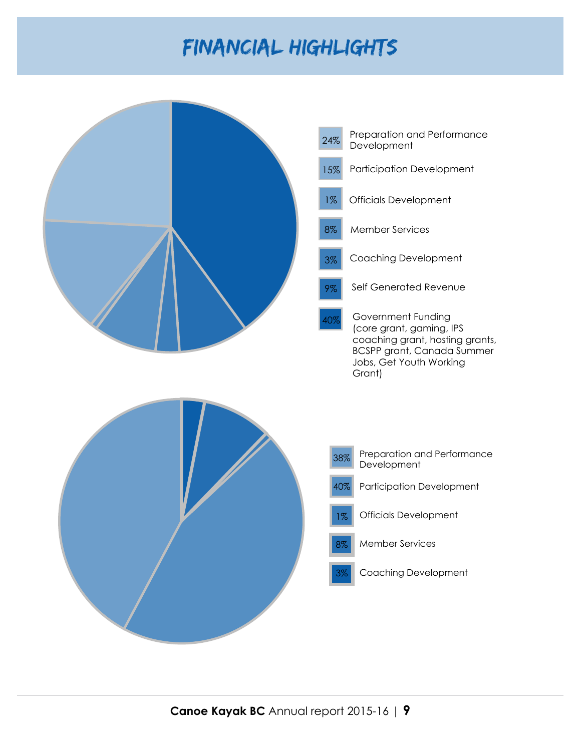# FINANCIAL HIGHLIGHTS

- 24% Preparation and Performance Development
- 15% Participation Development
- 1% Officials Development
- 8% Member Services
- 3% Coaching Development
- 9% Self Generated Revenue
- 40% Government Funding (core grant, gaming, IPS coaching grant, hosting grants, BCSPP grant, Canada Summer Jobs, Get Youth Working Grant)

- 38% Preparation and Performance Development
- 40% Participation Development
- 1% Officials Development
- 8% Member Services
- 3% Coaching Development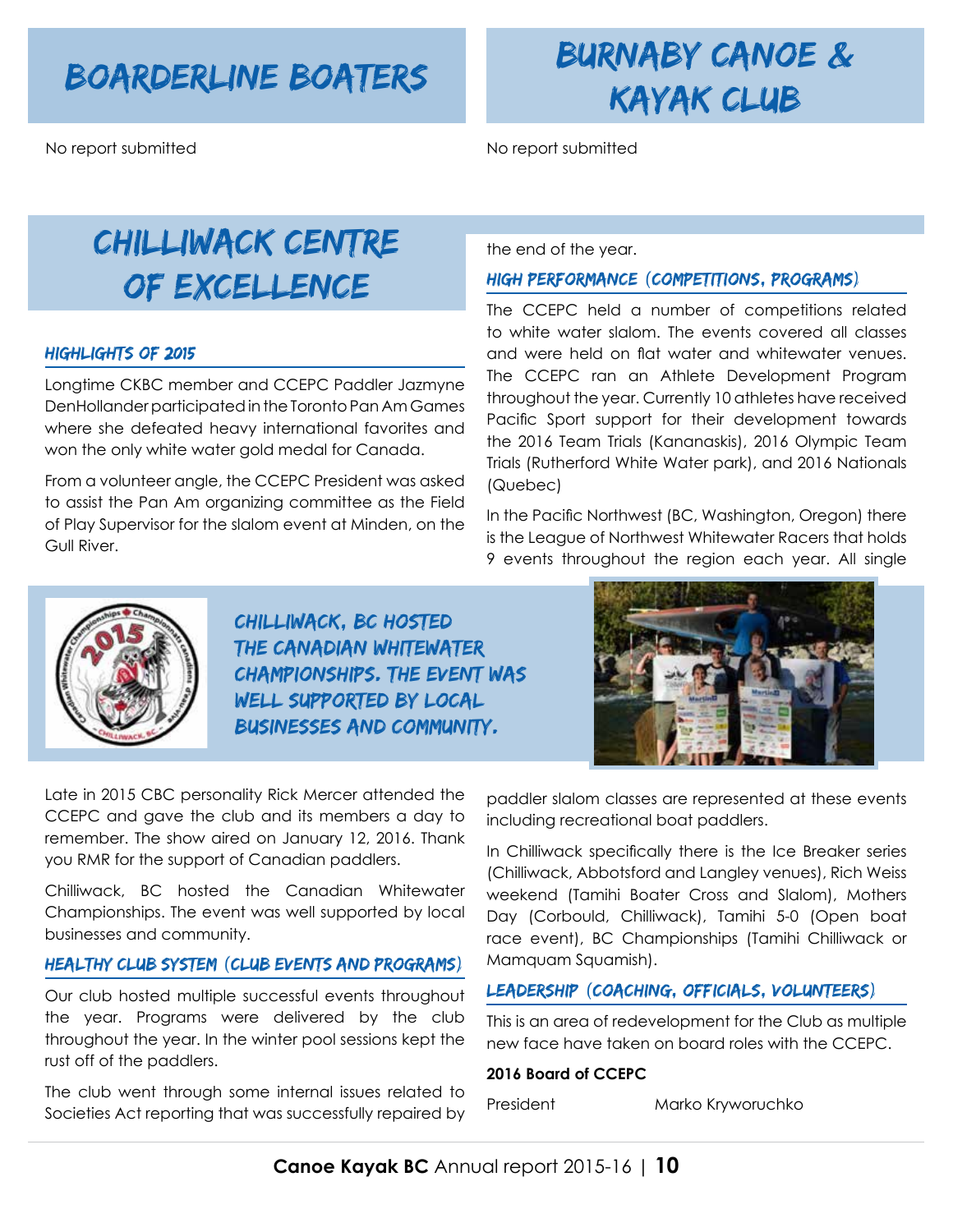# Boarderline Boaters

No report submitted

# Burnaby Canoe & Kayak Club

No report submitted

# Chilliwack Centre of Excellence

### Highlights of 2015

Longtime CKBC member and CCEPC Paddler Jazmyne DenHollander participated in the Toronto Pan Am Games where she defeated heavy international favorites and won the only white water gold medal for Canada.

From a volunteer angle, the CCEPC President was asked to assist the Pan Am organizing committee as the Field of Play Supervisor for the slalom event at Minden, on the Gull River.

Late in 2015 CBC personality Rick Mercer attended the CCEPC and gave the club and its members a day to remember. The show aired on January 12, 2016. Thank you RMR for the support of Canadian paddlers.

Chilliwack, BC hosted the Canadian Whitewater Championships. The event was well supported by local businesses and community.

### Healthy Club System (Club Events and Programs)

Our club hosted multiple successful events throughout the year. Programs were delivered by the club throughout the year. In the winter pool sessions kept the rust off of the paddlers.

The club went through some internal issues related to Societies Act reporting that was successfully repaired by the end of the year.

### High Performance (Competitions, Programs)

The CCEPC held a number of competitions related to white water slalom. The events covered all classes and were held on flat water and whitewater venues. The CCEPC ran an Athlete Development Program throughout the year. Currently 10 athletes have received Pacific Sport support for their development towards the 2016 Team Trials (Kananaskis), 2016 Olympic Team Trials (Rutherford White Water park), and 2016 Nationals (Quebec)

In the Pacific Northwest (BC, Washington, Oregon) there is the League of Northwest Whitewater Racers that holds 9 events throughout the region each year. All single paddler slalom classes are represented at these events including recreational boat paddlers.

In Chilliwack specifically there is the Ice Breaker series (Chilliwack, Abbotsford and Langley venues), Rich Weiss weekend (Tamihi Boater Cross and Slalom), Mothers Day (Corbould, Chilliwack), Tamihi 5-0 (Open boat race event), BC Championships (Tamihi Chilliwack or Mamquam Squamish).

Chilliwack, BC hosted the Canadian Whitewater Championships. The event was well supported by local businesses and community.

### Leadership (Coaching, Officials, Volunteers)

This is an area of redevelopment for the Club as multiple new face have taken on board roles with the CCEPC.

**2016 Board of CCEPC**

| President | Marko Kryworuchko |
|---|---|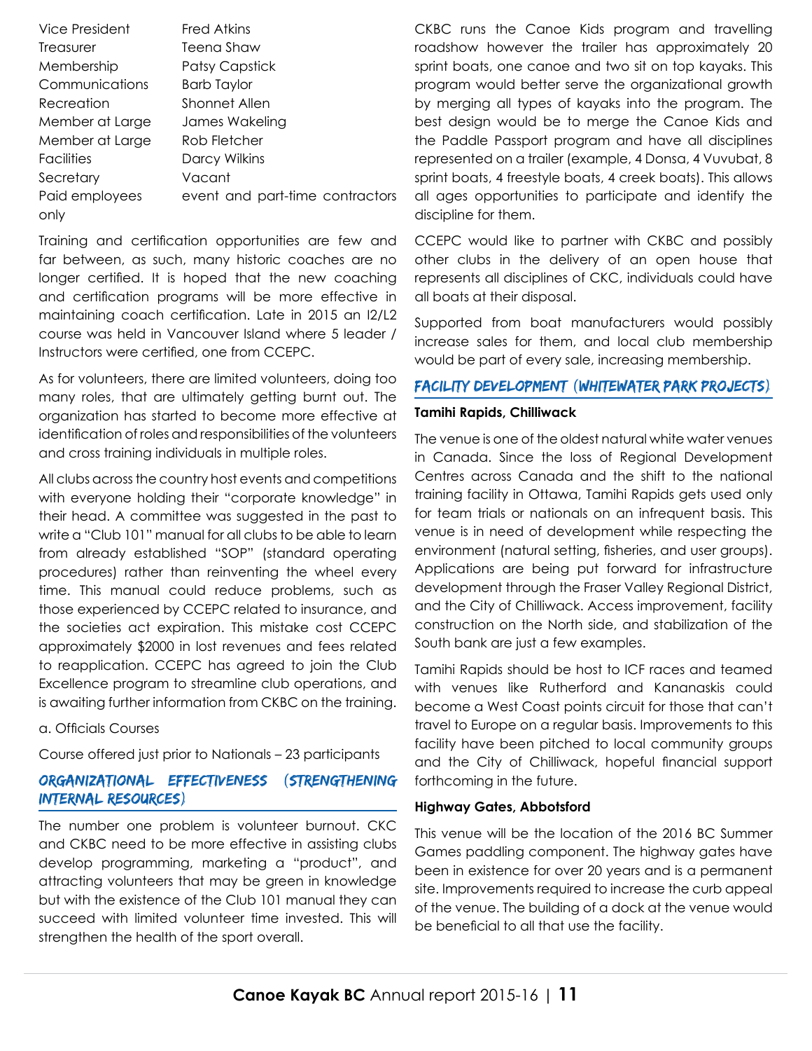| | |
|---|---|
| Vice President | Fred Atkins |
| Treasurer | Teena Shaw |
| Membership | Patsy Capstick |
| Communications | Barb Taylor |
| Recreation | Shonnet Allen |
| Member at Large | James Wakeling |
| Member at Large | Rob Fletcher |
| Facilities | Darcy Wilkins |
| Secretary | Vacant |
| Paid employees only | event and part-time contractors |

Training and certification opportunities are few and far between, as such, many historic coaches are no longer certified. It is hoped that the new coaching and certification programs will be more effective in maintaining coach certification. Late in 2015 an I2/L2 course was held in Vancouver Island where 5 leader / Instructors were certified, one from CCEPC.

As for volunteers, there are limited volunteers, doing too many roles, that are ultimately getting burnt out. The organization has started to become more effective at identification of roles and responsibilities of the volunteers and cross training individuals in multiple roles.

All clubs across the country host events and competitions with everyone holding their "corporate knowledge" in their head. A committee was suggested in the past to write a "Club 101" manual for all clubs to be able to learn from already established "SOP" (standard operating procedures) rather than reinventing the wheel every time. This manual could reduce problems, such as those experienced by CCEPC related to insurance, and the societies act expiration. This mistake cost CCEPC approximately $2000 in lost revenues and fees related to reapplication. CCEPC has agreed to join the Club Excellence program to streamline club operations, and is awaiting further information from CKBC on the training.

a. Officials Courses

Course offered just prior to Nationals – 23 participants

## Organizational Effectiveness (Strengthening Internal Resources)

The number one problem is volunteer burnout. CKC and CKBC need to be more effective in assisting clubs develop programming, marketing a "product", and attracting volunteers that may be green in knowledge but with the existence of the Club 101 manual they can succeed with limited volunteer time invested. This will strengthen the health of the sport overall.

CKBC runs the Canoe Kids program and travelling roadshow however the trailer has approximately 20 sprint boats, one canoe and two sit on top kayaks. This program would better serve the organizational growth by merging all types of kayaks into the program. The best design would be to merge the Canoe Kids and the Paddle Passport program and have all disciplines represented on a trailer (example, 4 Donsa, 4 Vuvubat, 8 sprint boats, 4 freestyle boats, 4 creek boats). This allows all ages opportunities to participate and identify the discipline for them.

CCEPC would like to partner with CKBC and possibly other clubs in the delivery of an open house that represents all disciplines of CKC, individuals could have all boats at their disposal.

Supported from boat manufacturers would possibly increase sales for them, and local club membership would be part of every sale, increasing membership.

## Facility Development (Whitewater Park Projects)

**Tamihi Rapids, Chilliwack**

The venue is one of the oldest natural white water venues in Canada. Since the loss of Regional Development Centres across Canada and the shift to the national training facility in Ottawa, Tamihi Rapids gets used only for team trials or nationals on an infrequent basis. This venue is in need of development while respecting the environment (natural setting, fisheries, and user groups). Applications are being put forward for infrastructure development through the Fraser Valley Regional District, and the City of Chilliwack. Access improvement, facility construction on the North side, and stabilization of the South bank are just a few examples.

Tamihi Rapids should be host to ICF races and teamed with venues like Rutherford and Kananaskis could become a West Coast points circuit for those that can't travel to Europe on a regular basis. Improvements to this facility have been pitched to local community groups and the City of Chilliwack, hopeful financial support forthcoming in the future.

**Highway Gates, Abbotsford**

This venue will be the location of the 2016 BC Summer Games paddling component. The highway gates have been in existence for over 20 years and is a permanent site. Improvements required to increase the curb appeal of the venue. The building of a dock at the venue would be beneficial to all that use the facility.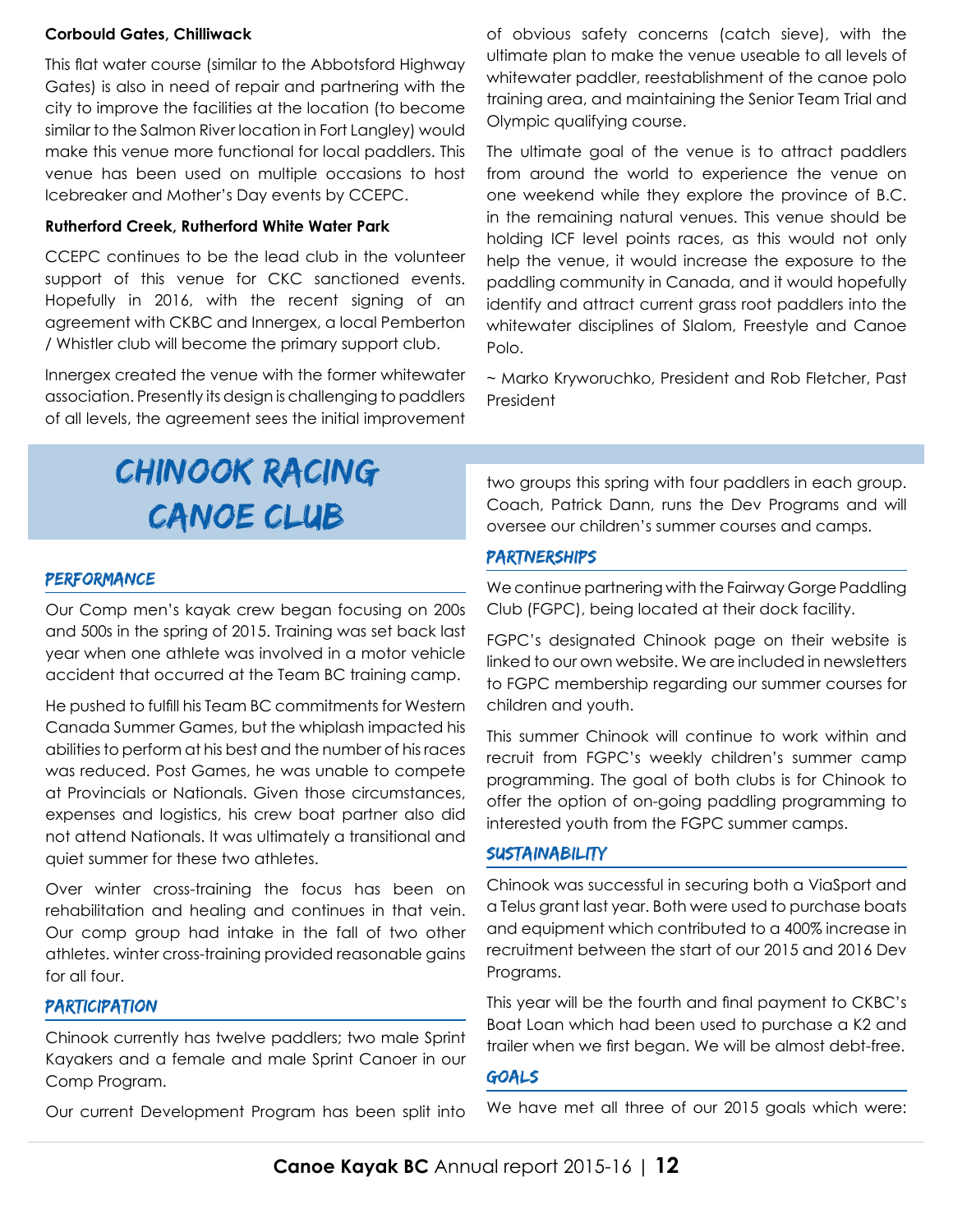**Corbould Gates, Chilliwack**

This flat water course (similar to the Abbotsford Highway Gates) is also in need of repair and partnering with the city to improve the facilities at the location (to become similar to the Salmon River location in Fort Langley) would make this venue more functional for local paddlers. This venue has been used on multiple occasions to host Icebreaker and Mother's Day events by CCEPC.

**Rutherford Creek, Rutherford White Water Park**

CCEPC continues to be the lead club in the volunteer support of this venue for CKC sanctioned events. Hopefully in 2016, with the recent signing of an agreement with CKBC and Innergex, a local Pemberton / Whistler club will become the primary support club.

Innergex created the venue with the former whitewater association. Presently its design is challenging to paddlers of all levels, the agreement sees the initial improvement of obvious safety concerns (catch sieve), with the ultimate plan to make the venue useable to all levels of whitewater paddler, reestablishment of the canoe polo training area, and maintaining the Senior Team Trial and Olympic qualifying course.

The ultimate goal of the venue is to attract paddlers from around the world to experience the venue on one weekend while they explore the province of B.C. in the remaining natural venues. This venue should be holding ICF level points races, as this would not only help the venue, it would increase the exposure to the paddling community in Canada, and it would hopefully identify and attract current grass root paddlers into the whitewater disciplines of Slalom, Freestyle and Canoe Polo.

~ Marko Kryworuchko, President and Rob Fletcher, Past President

# Chinook Racing Canoe Club

## Performance

Our Comp men's kayak crew began focusing on 200s and 500s in the spring of 2015. Training was set back last year when one athlete was involved in a motor vehicle accident that occurred at the Team BC training camp.

He pushed to fulfill his Team BC commitments for Western Canada Summer Games, but the whiplash impacted his abilities to perform at his best and the number of his races was reduced. Post Games, he was unable to compete at Provincials or Nationals. Given those circumstances, expenses and logistics, his crew boat partner also did not attend Nationals. It was ultimately a transitional and quiet summer for these two athletes.

Over winter cross-training the focus has been on rehabilitation and healing and continues in that vein. Our comp group had intake in the fall of two other athletes. winter cross-training provided reasonable gains for all four.

## Participation

Chinook currently has twelve paddlers; two male Sprint Kayakers and a female and male Sprint Canoer in our Comp Program.

Our current Development Program has been split into two groups this spring with four paddlers in each group. Coach, Patrick Dann, runs the Dev Programs and will oversee our children's summer courses and camps.

## Partnerships

We continue partnering with the Fairway Gorge Paddling Club (FGPC), being located at their dock facility.

FGPC's designated Chinook page on their website is linked to our own website. We are included in newsletters to FGPC membership regarding our summer courses for children and youth.

This summer Chinook will continue to work within and recruit from FGPC's weekly children's summer camp programming. The goal of both clubs is for Chinook to offer the option of on-going paddling programming to interested youth from the FGPC summer camps.

## Sustainability

Chinook was successful in securing both a ViaSport and a Telus grant last year. Both were used to purchase boats and equipment which contributed to a 400% increase in recruitment between the start of our 2015 and 2016 Dev Programs.

This year will be the fourth and final payment to CKBC's Boat Loan which had been used to purchase a K2 and trailer when we first began. We will be almost debt-free.

## Goals

We have met all three of our 2015 goals which were: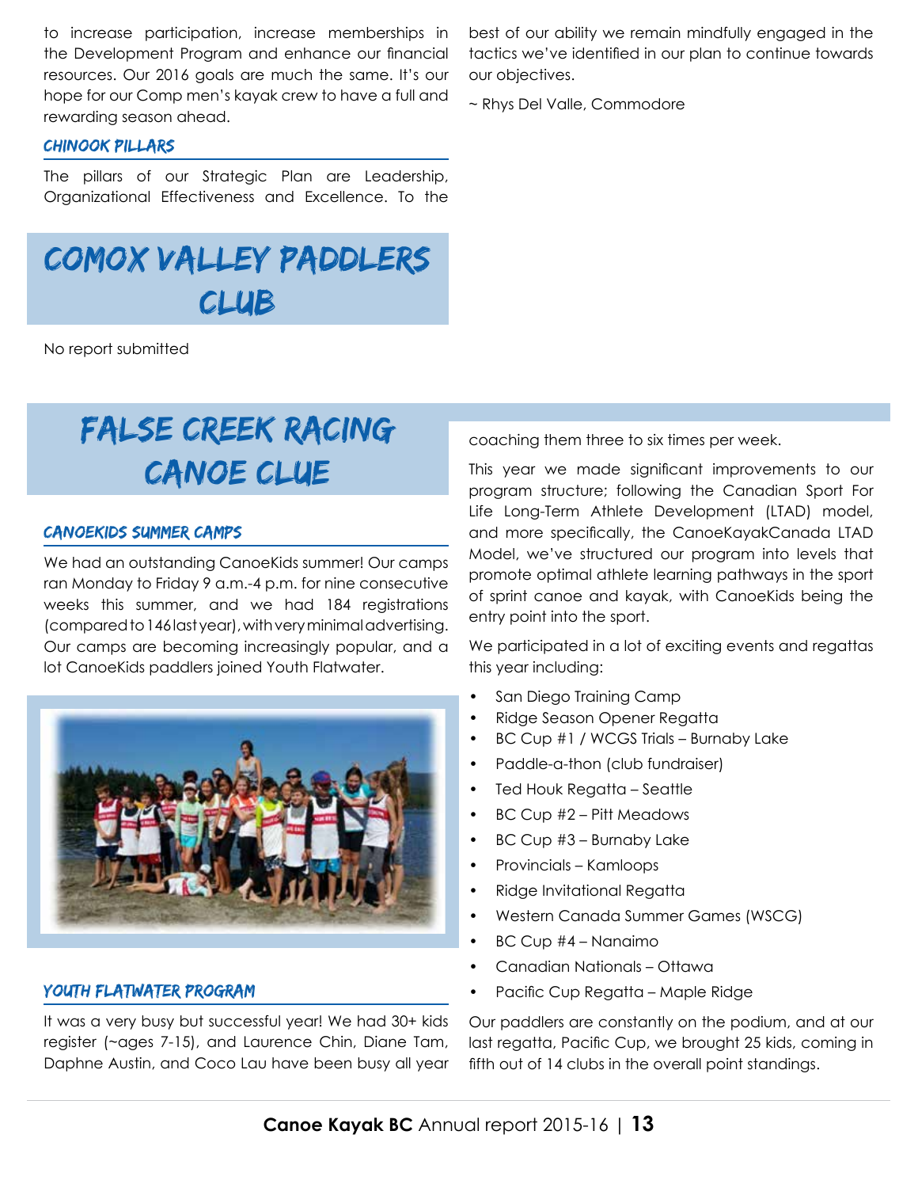to increase participation, increase memberships in the Development Program and enhance our financial resources. Our 2016 goals are much the same. It's our hope for our Comp men's kayak crew to have a full and rewarding season ahead.

### CHINOOK PILLARS

The pillars of our Strategic Plan are Leadership, Organizational Effectiveness and Excellence. To the best of our ability we remain mindfully engaged in the tactics we've identified in our plan to continue towards our objectives.

~ Rhys Del Valle, Commodore

## COMOX VALLEY PADDLERS CLUB

No report submitted

## FALSE CREEK RACING CANOE CLUB

### CANOEKIDS SUMMER CAMPS

We had an outstanding CanoeKids summer! Our camps ran Monday to Friday 9 a.m.-4 p.m. for nine consecutive weeks this summer, and we had 184 registrations (compared to 146 last year), with very minimal advertising. Our camps are becoming increasingly popular, and a lot CanoeKids paddlers joined Youth Flatwater.

### YOUTH FLATWATER PROGRAM

It was a very busy but successful year! We had 30+ kids register (~ages 7-15), and Laurence Chin, Diane Tam, Daphne Austin, and Coco Lau have been busy all year coaching them three to six times per week.

This year we made significant improvements to our program structure; following the Canadian Sport For Life Long-Term Athlete Development (LTAD) model, and more specifically, the CanoeKayakCanada LTAD Model, we've structured our program into levels that promote optimal athlete learning pathways in the sport of sprint canoe and kayak, with CanoeKids being the entry point into the sport.

We participated in a lot of exciting events and regattas this year including:

- San Diego Training Camp
- Ridge Season Opener Regatta
- BC Cup #1 / WCGS Trials – Burnaby Lake
- Paddle-a-thon (club fundraiser)
- Ted Houk Regatta – Seattle
- BC Cup #2 – Pitt Meadows
- BC Cup #3 – Burnaby Lake
- Provincials – Kamloops
- Ridge Invitational Regatta
- Western Canada Summer Games (WSCG)
- BC Cup #4 – Nanaimo
- Canadian Nationals – Ottawa
- Pacific Cup Regatta – Maple Ridge

Our paddlers are constantly on the podium, and at our last regatta, Pacific Cup, we brought 25 kids, coming in fifth out of 14 clubs in the overall point standings.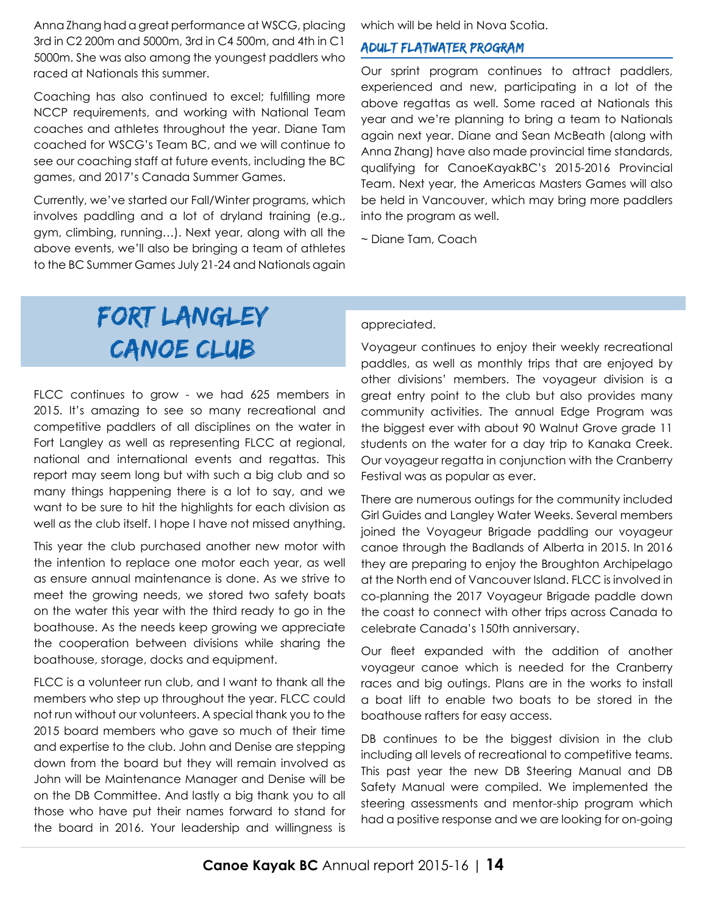Anna Zhang had a great performance at WSCG, placing 3rd in C2 200m and 5000m, 3rd in C4 500m, and 4th in C1 5000m. She was also among the youngest paddlers who raced at Nationals this summer.

Coaching has also continued to excel; fulfilling more NCCP requirements, and working with National Team coaches and athletes throughout the year. Diane Tam coached for WSCG's Team BC, and we will continue to see our coaching staff at future events, including the BC games, and 2017's Canada Summer Games.

Currently, we've started our Fall/Winter programs, which involves paddling and a lot of dryland training (e.g., gym, climbing, running…). Next year, along with all the above events, we'll also be bringing a team of athletes to the BC Summer Games July 21-24 and Nationals again which will be held in Nova Scotia.

### Adult Flatwater Program

Our sprint program continues to attract paddlers, experienced and new, participating in a lot of the above regattas as well. Some raced at Nationals this year and we're planning to bring a team to Nationals again next year. Diane and Sean McBeath (along with Anna Zhang) have also made provincial time standards, qualifying for CanoeKayakBC's 2015-2016 Provincial Team. Next year, the Americas Masters Games will also be held in Vancouver, which may bring more paddlers into the program as well.

~ Diane Tam, Coach

## Fort Langley Canoe Club

FLCC continues to grow - we had 625 members in 2015. It's amazing to see so many recreational and competitive paddlers of all disciplines on the water in Fort Langley as well as representing FLCC at regional, national and international events and regattas. This report may seem long but with such a big club and so many things happening there is a lot to say, and we want to be sure to hit the highlights for each division as well as the club itself. I hope I have not missed anything.

This year the club purchased another new motor with the intention to replace one motor each year, as well as ensure annual maintenance is done. As we strive to meet the growing needs, we stored two safety boats on the water this year with the third ready to go in the boathouse. As the needs keep growing we appreciate the cooperation between divisions while sharing the boathouse, storage, docks and equipment.

FLCC is a volunteer run club, and I want to thank all the members who step up throughout the year. FLCC could not run without our volunteers. A special thank you to the 2015 board members who gave so much of their time and expertise to the club. John and Denise are stepping down from the board but they will remain involved as John will be Maintenance Manager and Denise will be on the DB Committee. And lastly a big thank you to all those who have put their names forward to stand for the board in 2016. Your leadership and willingness is appreciated.

Voyageur continues to enjoy their weekly recreational paddles, as well as monthly trips that are enjoyed by other divisions' members. The voyageur division is a great entry point to the club but also provides many community activities. The annual Edge Program was the biggest ever with about 90 Walnut Grove grade 11 students on the water for a day trip to Kanaka Creek. Our voyageur regatta in conjunction with the Cranberry Festival was as popular as ever.

There are numerous outings for the community included Girl Guides and Langley Water Weeks. Several members joined the Voyageur Brigade paddling our voyageur canoe through the Badlands of Alberta in 2015. In 2016 they are preparing to enjoy the Broughton Archipelago at the North end of Vancouver Island. FLCC is involved in co-planning the 2017 Voyageur Brigade paddle down the coast to connect with other trips across Canada to celebrate Canada's 150th anniversary.

Our fleet expanded with the addition of another voyageur canoe which is needed for the Cranberry races and big outings. Plans are in the works to install a boat lift to enable two boats to be stored in the boathouse rafters for easy access.

DB continues to be the biggest division in the club including all levels of recreational to competitive teams. This past year the new DB Steering Manual and DB Safety Manual were compiled. We implemented the steering assessments and mentor-ship program which had a positive response and we are looking for on-going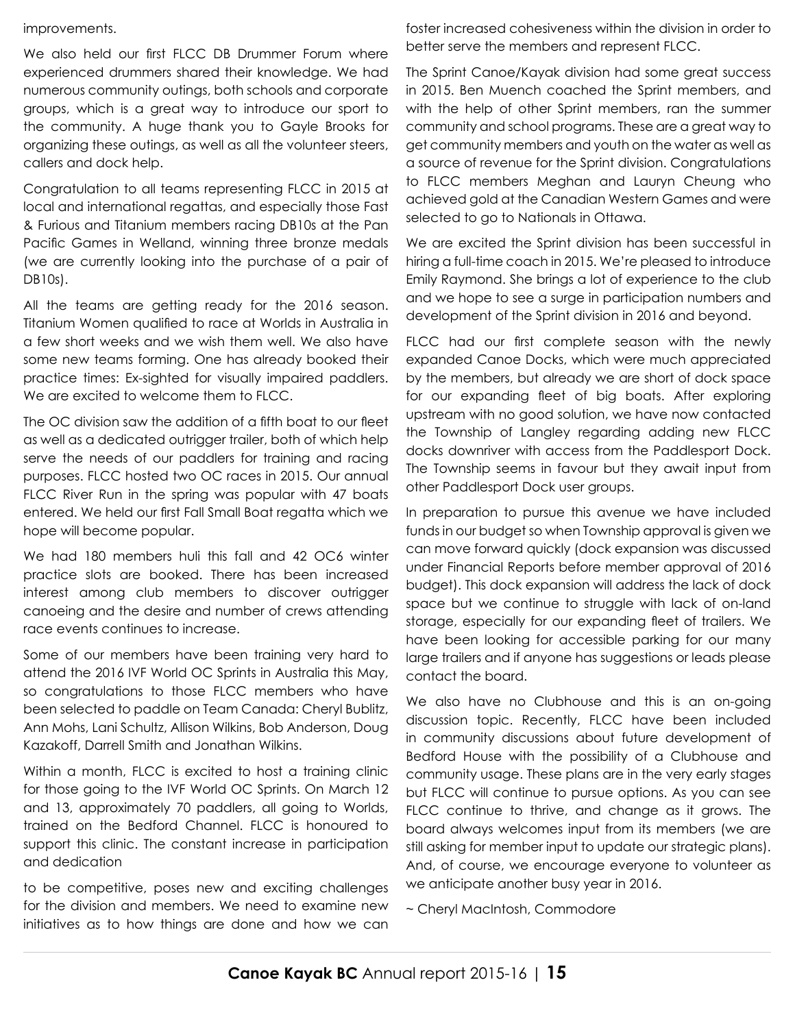improvements.

We also held our first FLCC DB Drummer Forum where experienced drummers shared their knowledge. We had numerous community outings, both schools and corporate groups, which is a great way to introduce our sport to the community. A huge thank you to Gayle Brooks for organizing these outings, as well as all the volunteer steers, callers and dock help.

Congratulation to all teams representing FLCC in 2015 at local and international regattas, and especially those Fast & Furious and Titanium members racing DB10s at the Pan Pacific Games in Welland, winning three bronze medals (we are currently looking into the purchase of a pair of DB10s).

All the teams are getting ready for the 2016 season. Titanium Women qualified to race at Worlds in Australia in a few short weeks and we wish them well. We also have some new teams forming. One has already booked their practice times: Ex-sighted for visually impaired paddlers. We are excited to welcome them to FLCC.

The OC division saw the addition of a fifth boat to our fleet as well as a dedicated outrigger trailer, both of which help serve the needs of our paddlers for training and racing purposes. FLCC hosted two OC races in 2015. Our annual FLCC River Run in the spring was popular with 47 boats entered. We held our first Fall Small Boat regatta which we hope will become popular.

We had 180 members huli this fall and 42 OC6 winter practice slots are booked. There has been increased interest among club members to discover outrigger canoeing and the desire and number of crews attending race events continues to increase.

Some of our members have been training very hard to attend the 2016 IVF World OC Sprints in Australia this May, so congratulations to those FLCC members who have been selected to paddle on Team Canada: Cheryl Bublitz, Ann Mohs, Lani Schultz, Allison Wilkins, Bob Anderson, Doug Kazakoff, Darrell Smith and Jonathan Wilkins.

Within a month, FLCC is excited to host a training clinic for those going to the IVF World OC Sprints. On March 12 and 13, approximately 70 paddlers, all going to Worlds, trained on the Bedford Channel. FLCC is honoured to support this clinic. The constant increase in participation and dedication to be competitive, poses new and exciting challenges for the division and members. We need to examine new initiatives as to how things are done and how we can foster increased cohesiveness within the division in order to better serve the members and represent FLCC.

The Sprint Canoe/Kayak division had some great success in 2015. Ben Muench coached the Sprint members, and with the help of other Sprint members, ran the summer community and school programs. These are a great way to get community members and youth on the water as well as a source of revenue for the Sprint division. Congratulations to FLCC members Meghan and Lauryn Cheung who achieved gold at the Canadian Western Games and were selected to go to Nationals in Ottawa.

We are excited the Sprint division has been successful in hiring a full-time coach in 2015. We're pleased to introduce Emily Raymond. She brings a lot of experience to the club and we hope to see a surge in participation numbers and development of the Sprint division in 2016 and beyond.

FLCC had our first complete season with the newly expanded Canoe Docks, which were much appreciated by the members, but already we are short of dock space for our expanding fleet of big boats. After exploring upstream with no good solution, we have now contacted the Township of Langley regarding adding new FLCC docks downriver with access from the Paddlesport Dock. The Township seems in favour but they await input from other Paddlesport Dock user groups.

In preparation to pursue this avenue we have included funds in our budget so when Township approval is given we can move forward quickly (dock expansion was discussed under Financial Reports before member approval of 2016 budget). This dock expansion will address the lack of dock space but we continue to struggle with lack of on-land storage, especially for our expanding fleet of trailers. We have been looking for accessible parking for our many large trailers and if anyone has suggestions or leads please contact the board.

We also have no Clubhouse and this is an on-going discussion topic. Recently, FLCC have been included in community discussions about future development of Bedford House with the possibility of a Clubhouse and community usage. These plans are in the very early stages but FLCC will continue to pursue options. As you can see FLCC continue to thrive, and change as it grows. The board always welcomes input from its members (we are still asking for member input to update our strategic plans). And, of course, we encourage everyone to volunteer as we anticipate another busy year in 2016.

~ Cheryl MacIntosh, Commodore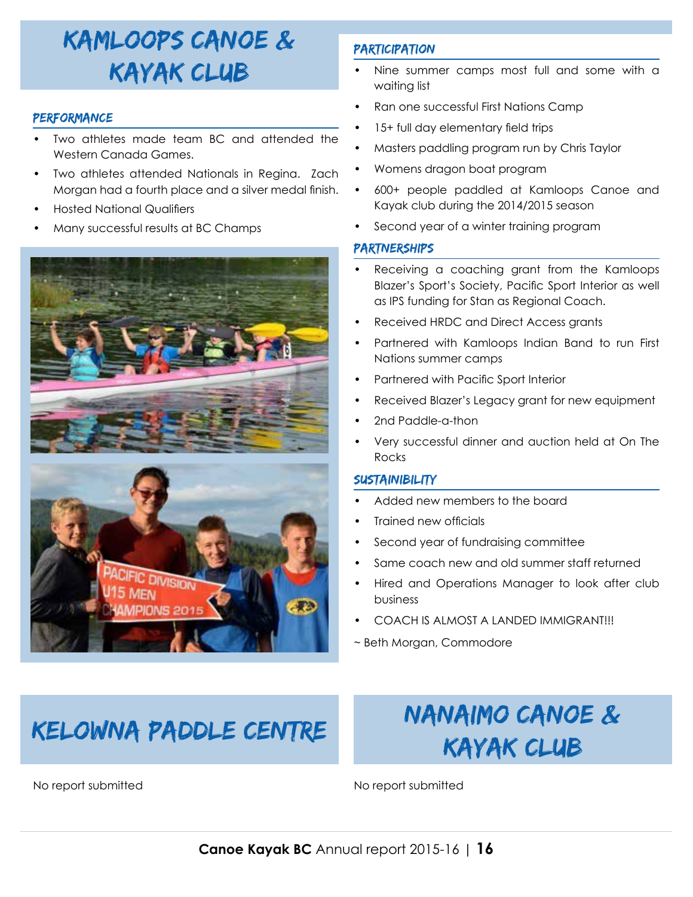# KAMLOOPS CANOE & KAYAK CLUB

## PERFORMANCE

- Two athletes made team BC and attended the Western Canada Games.
- Two athletes attended Nationals in Regina. Zach Morgan had a fourth place and a silver medal finish.
- Hosted National Qualifiers
- Many successful results at BC Champs

## PARTICIPATION

- Nine summer camps most full and some with a waiting list
- Ran one successful First Nations Camp
- 15+ full day elementary field trips
- Masters paddling program run by Chris Taylor
- Womens dragon boat program
- 600+ people paddled at Kamloops Canoe and Kayak club during the 2014/2015 season
- Second year of a winter training program

## PARTNERSHIPS

- Receiving a coaching grant from the Kamloops Blazer's Sport's Society, Pacific Sport Interior as well as IPS funding for Stan as Regional Coach.
- Received HRDC and Direct Access grants
- Partnered with Kamloops Indian Band to run First Nations summer camps
- Partnered with Pacific Sport Interior
- Received Blazer's Legacy grant for new equipment
- 2nd Paddle-a-thon
- Very successful dinner and auction held at On The Rocks

## SUSTAINIBILITY

- Added new members to the board
- Trained new officials
- Second year of fundraising committee
- Same coach new and old summer staff returned
- Hired and Operations Manager to look after club business
- COACH IS ALMOST A LANDED IMMIGRANT!!!

~ Beth Morgan, Commodore

# KELOWNA PADDLE CENTRE

No report submitted

# NANAIMO CANOE & KAYAK CLUB

No report submitted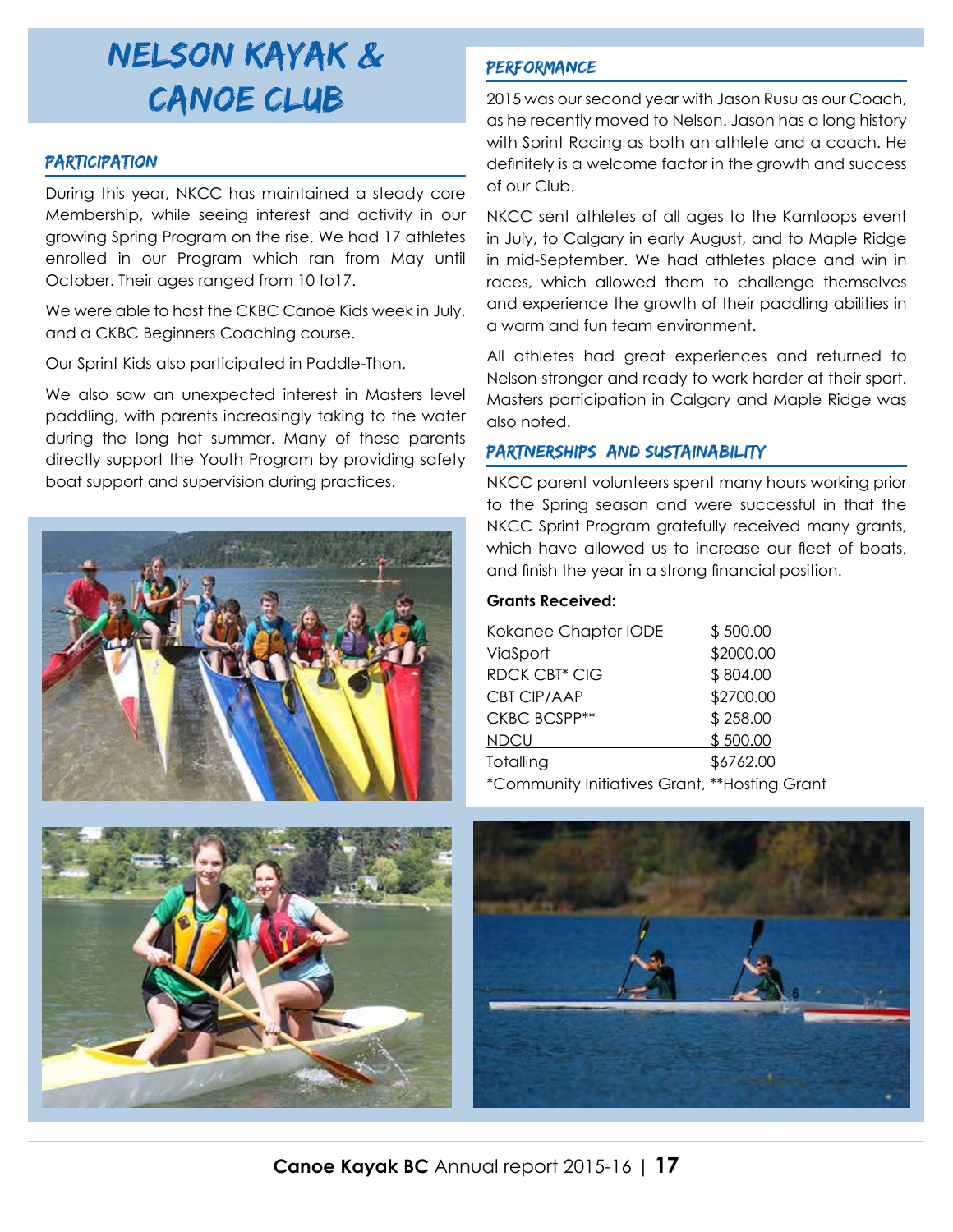# NELSON KAYAK & CANOE CLUB

## PARTICIPATION

During this year, NKCC has maintained a steady core Membership, while seeing interest and activity in our growing Spring Program on the rise. We had 17 athletes enrolled in our Program which ran from May until October. Their ages ranged from 10 to17.

We were able to host the CKBC Canoe Kids week in July, and a CKBC Beginners Coaching course.

Our Sprint Kids also participated in Paddle-Thon.

We also saw an unexpected interest in Masters level paddling, with parents increasingly taking to the water during the long hot summer. Many of these parents directly support the Youth Program by providing safety boat support and supervision during practices.

## PERFORMANCE

2015 was our second year with Jason Rusu as our Coach, as he recently moved to Nelson. Jason has a long history with Sprint Racing as both an athlete and a coach. He definitely is a welcome factor in the growth and success of our Club.

NKCC sent athletes of all ages to the Kamloops event in July, to Calgary in early August, and to Maple Ridge in mid-September. We had athletes place and win in races, which allowed them to challenge themselves and experience the growth of their paddling abilities in a warm and fun team environment.

All athletes had great experiences and returned to Nelson stronger and ready to work harder at their sport. Masters participation in Calgary and Maple Ridge was also noted.

## PARTNERSHIPS AND SUSTAINABILITY

NKCC parent volunteers spent many hours working prior to the Spring season and were successful in that the NKCC Sprint Program gratefully received many grants, which have allowed us to increase our fleet of boats, and finish the year in a strong financial position.

**Grants Received:**

| | |
|---|---|
| Kokanee Chapter IODE | $ 500.00 |
| ViaSport | $2000.00 |
| RDCK CBT* CIG | $ 804.00 |
| CBT CIP/AAP | $2700.00 |
| CKBC BCSPP** | $ 258.00 |
| NDCU | $ 500.00 |
| Totalling | $6762.00 |

*Community Initiatives Grant, **Hosting Grant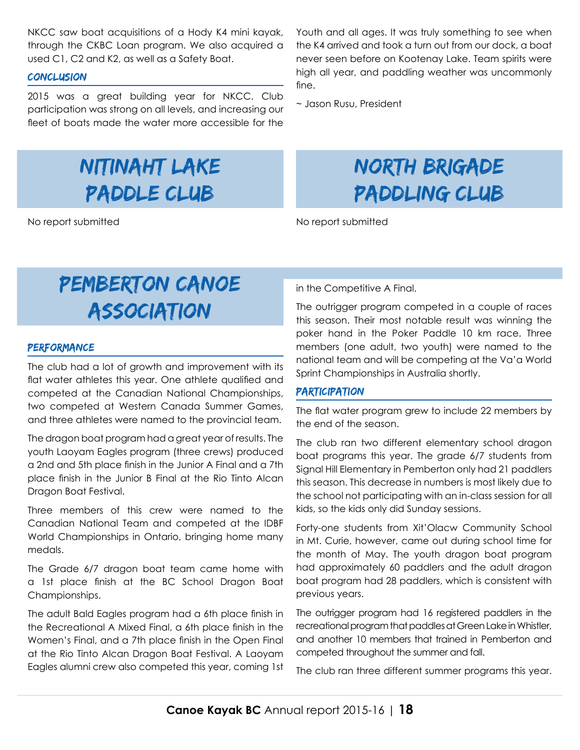NKCC saw boat acquisitions of a Hody K4 mini kayak, through the CKBC Loan program. We also acquired a used C1, C2 and K2, as well as a Safety Boat.

### Conclusion

2015 was a great building year for NKCC. Club participation was strong on all levels, and increasing our fleet of boats made the water more accessible for the Youth and all ages. It was truly something to see when the K4 arrived and took a turn out from our dock, a boat never seen before on Kootenay Lake. Team spirits were high all year, and paddling weather was uncommonly fine.

~ Jason Rusu, President

# Nitinaht Lake Paddle Club

No report submitted

# North Brigade Paddling Club

No report submitted

# Pemberton Canoe Association

### Performance

The club had a lot of growth and improvement with its flat water athletes this year. One athlete qualified and competed at the Canadian National Championships, two competed at Western Canada Summer Games, and three athletes were named to the provincial team.

The dragon boat program had a great year of results. The youth Laoyam Eagles program (three crews) produced a 2nd and 5th place finish in the Junior A Final and a 7th place finish in the Junior B Final at the Rio Tinto Alcan Dragon Boat Festival.

Three members of this crew were named to the Canadian National Team and competed at the IDBF World Championships in Ontario, bringing home many medals.

The Grade 6/7 dragon boat team came home with a 1st place finish at the BC School Dragon Boat Championships.

The adult Bald Eagles program had a 6th place finish in the Recreational A Mixed Final, a 6th place finish in the Women's Final, and a 7th place finish in the Open Final at the Rio Tinto Alcan Dragon Boat Festival. A Laoyam Eagles alumni crew also competed this year, coming 1st in the Competitive A Final.

The outrigger program competed in a couple of races this season. Their most notable result was winning the poker hand in the Poker Paddle 10 km race. Three members (one adult, two youth) were named to the national team and will be competing at the Va'a World Sprint Championships in Australia shortly.

### Participation

The flat water program grew to include 22 members by the end of the season.

The club ran two different elementary school dragon boat programs this year. The grade 6/7 students from Signal Hill Elementary in Pemberton only had 21 paddlers this season. This decrease in numbers is most likely due to the school not participating with an in-class session for all kids, so the kids only did Sunday sessions.

Forty-one students from Xit'Olacw Community School in Mt. Curie, however, came out during school time for the month of May. The youth dragon boat program had approximately 60 paddlers and the adult dragon boat program had 28 paddlers, which is consistent with previous years.

The outrigger program had 16 registered paddlers in the recreational program that paddles at Green Lake in Whistler, and another 10 members that trained in Pemberton and competed throughout the summer and fall.

The club ran three different summer programs this year.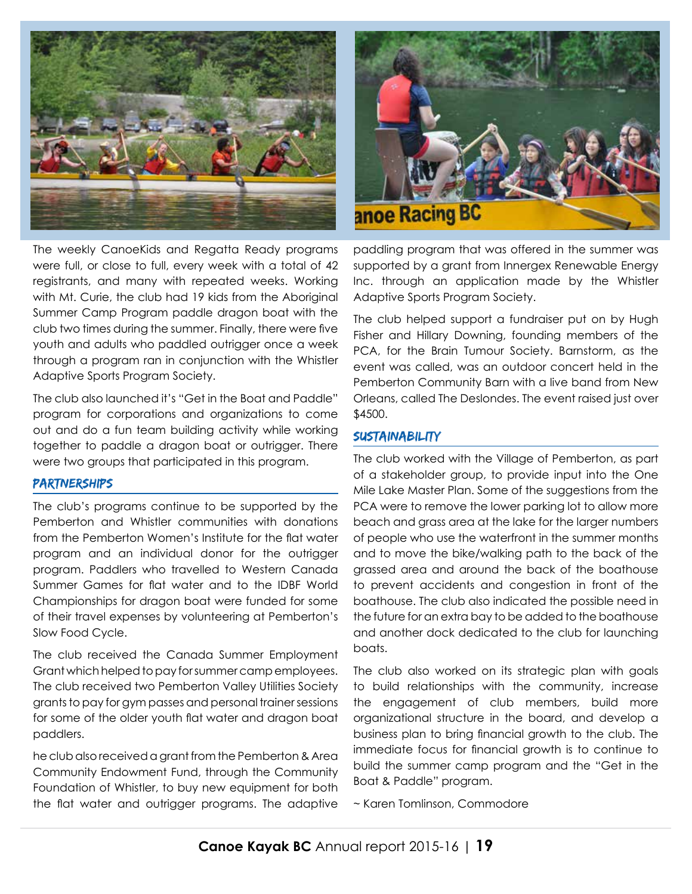The weekly CanoeKids and Regatta Ready programs were full, or close to full, every week with a total of 42 registrants, and many with repeated weeks. Working with Mt. Curie, the club had 19 kids from the Aboriginal Summer Camp Program paddle dragon boat with the club two times during the summer. Finally, there were five youth and adults who paddled outrigger once a week through a program ran in conjunction with the Whistler Adaptive Sports Program Society.

The club also launched it's "Get in the Boat and Paddle" program for corporations and organizations to come out and do a fun team building activity while working together to paddle a dragon boat or outrigger. There were two groups that participated in this program.

## PARTNERSHIPS

The club's programs continue to be supported by the Pemberton and Whistler communities with donations from the Pemberton Women's Institute for the flat water program and an individual donor for the outrigger program. Paddlers who travelled to Western Canada Summer Games for flat water and to the IDBF World Championships for dragon boat were funded for some of their travel expenses by volunteering at Pemberton's Slow Food Cycle.

The club received the Canada Summer Employment Grant which helped to pay for summer camp employees. The club received two Pemberton Valley Utilities Society grants to pay for gym passes and personal trainer sessions for some of the older youth flat water and dragon boat paddlers.

he club also received a grant from the Pemberton & Area Community Endowment Fund, through the Community Foundation of Whistler, to buy new equipment for both the flat water and outrigger programs. The adaptive paddling program that was offered in the summer was supported by a grant from Innergex Renewable Energy Inc. through an application made by the Whistler Adaptive Sports Program Society.

The club helped support a fundraiser put on by Hugh Fisher and Hillary Downing, founding members of the PCA, for the Brain Tumour Society. Barnstorm, as the event was called, was an outdoor concert held in the Pemberton Community Barn with a live band from New Orleans, called The Deslondes. The event raised just over $4500.

## SUSTAINABILITY

The club worked with the Village of Pemberton, as part of a stakeholder group, to provide input into the One Mile Lake Master Plan. Some of the suggestions from the PCA were to remove the lower parking lot to allow more beach and grass area at the lake for the larger numbers of people who use the waterfront in the summer months and to move the bike/walking path to the back of the grassed area and around the back of the boathouse to prevent accidents and congestion in front of the boathouse. The club also indicated the possible need in the future for an extra bay to be added to the boathouse and another dock dedicated to the club for launching boats.

The club also worked on its strategic plan with goals to build relationships with the community, increase the engagement of club members, build more organizational structure in the board, and develop a business plan to bring financial growth to the club. The immediate focus for financial growth is to continue to build the summer camp program and the "Get in the Boat & Paddle" program.

~ Karen Tomlinson, Commodore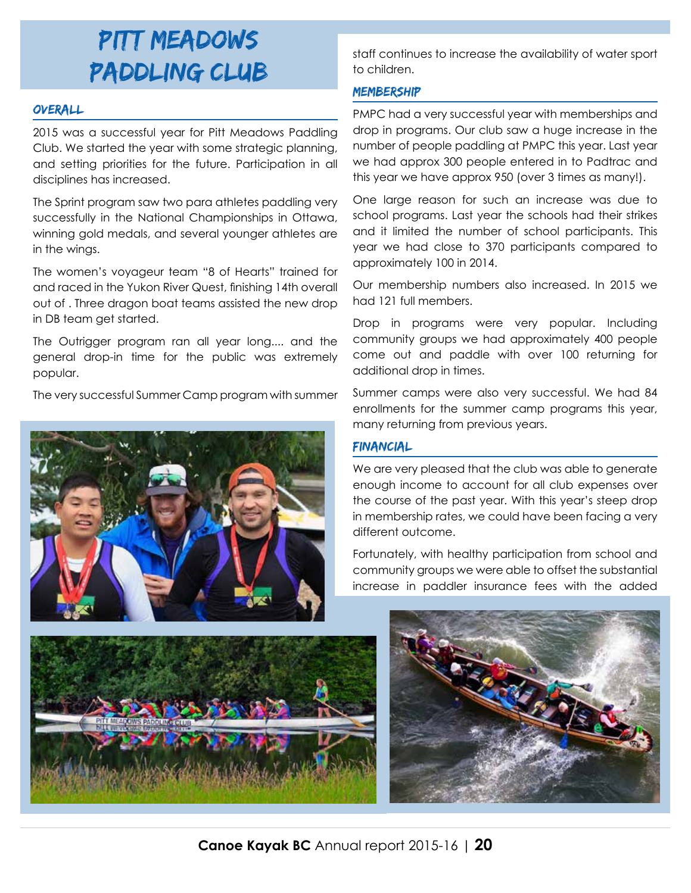# PITT MEADOWS PADDLING CLUB

## OVERALL

2015 was a successful year for Pitt Meadows Paddling Club. We started the year with some strategic planning, and setting priorities for the future. Participation in all disciplines has increased.

The Sprint program saw two para athletes paddling very successfully in the National Championships in Ottawa, winning gold medals, and several younger athletes are in the wings.

The women's voyageur team "8 of Hearts" trained for and raced in the Yukon River Quest, finishing 14th overall out of . Three dragon boat teams assisted the new drop in DB team get started.

The Outrigger program ran all year long.... and the general drop-in time for the public was extremely popular.

The very successful Summer Camp program with summer staff continues to increase the availability of water sport to children.

## MEMBERSHIP

PMPC had a very successful year with memberships and drop in programs. Our club saw a huge increase in the number of people paddling at PMPC this year. Last year we had approx 300 people entered in to Padtrac and this year we have approx 950 (over 3 times as many!).

One large reason for such an increase was due to school programs. Last year the schools had their strikes and it limited the number of school participants. This year we had close to 370 participants compared to approximately 100 in 2014.

Our membership numbers also increased. In 2015 we had 121 full members.

Drop in programs were very popular. Including community groups we had approximately 400 people come out and paddle with over 100 returning for additional drop in times.

Summer camps were also very successful. We had 84 enrollments for the summer camp programs this year, many returning from previous years.

## FINANCIAL

We are very pleased that the club was able to generate enough income to account for all club expenses over the course of the past year. With this year's steep drop in membership rates, we could have been facing a very different outcome.

Fortunately, with healthy participation from school and community groups we were able to offset the substantial increase in paddler insurance fees with the added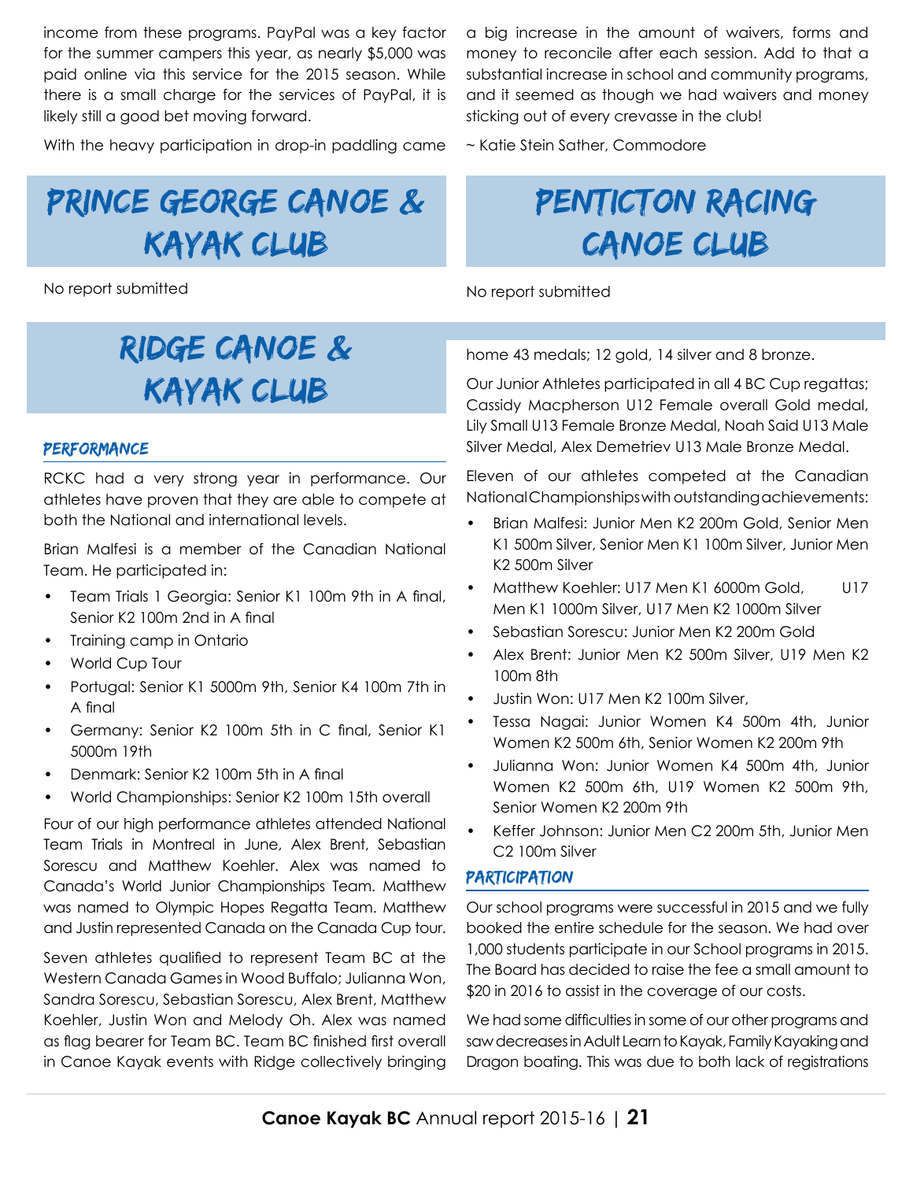income from these programs. PayPal was a key factor for the summer campers this year, as nearly $5,000 was paid online via this service for the 2015 season. While there is a small charge for the services of PayPal, it is likely still a good bet moving forward.

With the heavy participation in drop-in paddling came a big increase in the amount of waivers, forms and money to reconcile after each session. Add to that a substantial increase in school and community programs, and it seemed as though we had waivers and money sticking out of every crevasse in the club!

~ Katie Stein Sather, Commodore

# PRINCE GEORGE CANOE & KAYAK CLUB

No report submitted

# PENTICTON RACING CANOE CLUB

No report submitted

# RIDGE CANOE & KAYAK CLUB

## PERFORMANCE

RCKC had a very strong year in performance. Our athletes have proven that they are able to compete at both the National and international levels.

Brian Malfesi is a member of the Canadian National Team. He participated in:

- Team Trials 1 Georgia: Senior K1 100m 9th in A final, Senior K2 100m 2nd in A final
- Training camp in Ontario
- World Cup Tour
- Portugal: Senior K1 5000m 9th, Senior K4 100m 7th in A final
- Germany: Senior K2 100m 5th in C final, Senior K1 5000m 19th
- Denmark: Senior K2 100m 5th in A final
- World Championships: Senior K2 100m 15th overall

Four of our high performance athletes attended National Team Trials in Montreal in June, Alex Brent, Sebastian Sorescu and Matthew Koehler. Alex was named to Canada's World Junior Championships Team. Matthew was named to Olympic Hopes Regatta Team. Matthew and Justin represented Canada on the Canada Cup tour.

Seven athletes qualified to represent Team BC at the Western Canada Games in Wood Buffalo; Julianna Won, Sandra Sorescu, Sebastian Sorescu, Alex Brent, Matthew Koehler, Justin Won and Melody Oh. Alex was named as flag bearer for Team BC. Team BC finished first overall in Canoe Kayak events with Ridge collectively bringing home 43 medals; 12 gold, 14 silver and 8 bronze.

Our Junior Athletes participated in all 4 BC Cup regattas; Cassidy Macpherson U12 Female overall Gold medal, Lily Small U13 Female Bronze Medal, Noah Said U13 Male Silver Medal, Alex Demetriev U13 Male Bronze Medal.

Eleven of our athletes competed at the Canadian National Championships with outstanding achievements:

- Brian Malfesi: Junior Men K2 200m Gold, Senior Men K1 500m Silver, Senior Men K1 100m Silver, Junior Men K2 500m Silver
- Matthew Koehler: U17 Men K1 6000m Gold, U17 Men K1 1000m Silver, U17 Men K2 1000m Silver
- Sebastian Sorescu: Junior Men K2 200m Gold
- Alex Brent: Junior Men K2 500m Silver, U19 Men K2 100m 8th
- Justin Won: U17 Men K2 100m Silver,
- Tessa Nagai: Junior Women K4 500m 4th, Junior Women K2 500m 6th, Senior Women K2 200m 9th
- Julianna Won: Junior Women K4 500m 4th, Junior Women K2 500m 6th, U19 Women K2 500m 9th, Senior Women K2 200m 9th
- Keffer Johnson: Junior Men C2 200m 5th, Junior Men C2 100m Silver

## PARTICIPATION

Our school programs were successful in 2015 and we fully booked the entire schedule for the season. We had over 1,000 students participate in our School programs in 2015. The Board has decided to raise the fee a small amount to $20 in 2016 to assist in the coverage of our costs.

We had some difficulties in some of our other programs and saw decreases in Adult Learn to Kayak, Family Kayaking and Dragon boating. This was due to both lack of registrations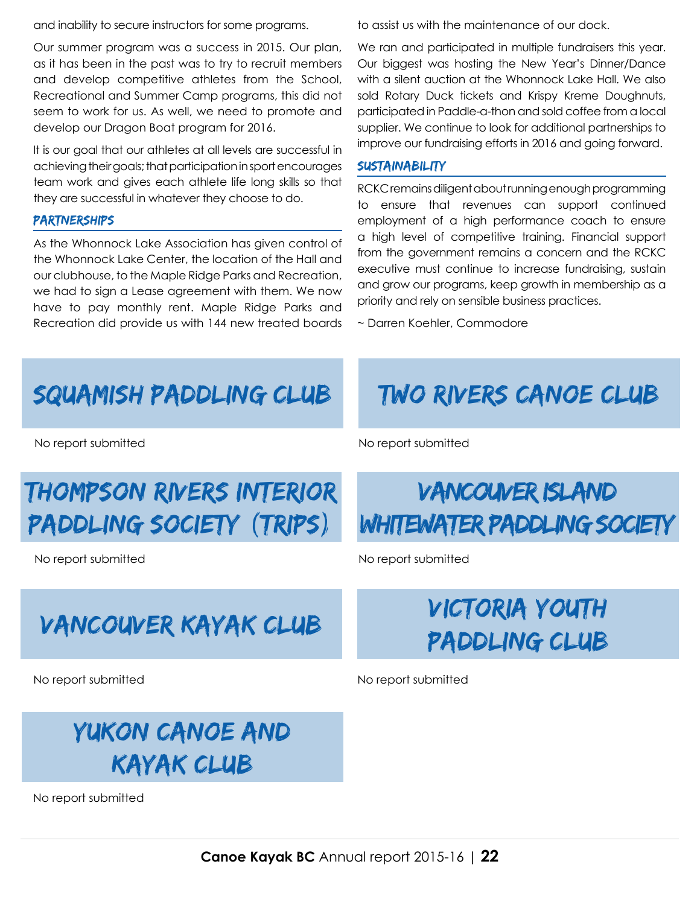and inability to secure instructors for some programs.

Our summer program was a success in 2015. Our plan, as it has been in the past was to try to recruit members and develop competitive athletes from the School, Recreational and Summer Camp programs, this did not seem to work for us. As well, we need to promote and develop our Dragon Boat program for 2016.

It is our goal that our athletes at all levels are successful in achieving their goals; that participation in sport encourages team work and gives each athlete life long skills so that they are successful in whatever they choose to do.

### Partnerships

As the Whonnock Lake Association has given control of the Whonnock Lake Center, the location of the Hall and our clubhouse, to the Maple Ridge Parks and Recreation, we had to sign a Lease agreement with them. We now have to pay monthly rent. Maple Ridge Parks and Recreation did provide us with 144 new treated boards to assist us with the maintenance of our dock.

We ran and participated in multiple fundraisers this year. Our biggest was hosting the New Year's Dinner/Dance with a silent auction at the Whonnock Lake Hall. We also sold Rotary Duck tickets and Krispy Kreme Doughnuts, participated in Paddle-a-thon and sold coffee from a local supplier. We continue to look for additional partnerships to improve our fundraising efforts in 2016 and going forward.

### Sustainability

RCKC remains diligent about running enough programming to ensure that revenues can support continued employment of a high performance coach to ensure a high level of competitive training. Financial support from the government remains a concern and the RCKC executive must continue to increase fundraising, sustain and grow our programs, keep growth in membership as a priority and rely on sensible business practices.

~ Darren Koehler, Commodore

## Squamish Paddling Club

No report submitted

## Two Rivers Canoe Club

No report submitted

## Thompson Rivers Interior Paddling Society (TRIPS)

No report submitted

## Vancouver Island Whitewater Paddling Society

No report submitted

## Vancouver Kayak Club

No report submitted

## Victoria Youth Paddling Club

No report submitted

## Yukon Canoe and Kayak Club

No report submitted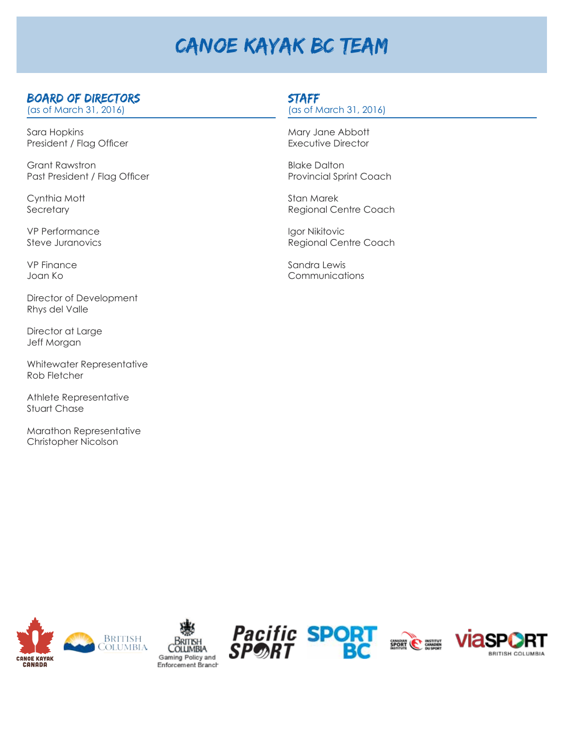# CANOE KAYAK BC TEAM

## BOARD OF DIRECTORS
(as of March 31, 2016)

Sara Hopkins
President / Flag Officer

Grant Rawstron
Past President / Flag Officer

Cynthia Mott
Secretary

VP Performance
Steve Juranovics

VP Finance
Joan Ko

Director of Development
Rhys del Valle

Director at Large
Jeff Morgan

Whitewater Representative
Rob Fletcher

Athlete Representative
Stuart Chase

Marathon Representative
Christopher Nicolson

## STAFF
(as of March 31, 2016)

Mary Jane Abbott
Executive Director

Blake Dalton
Provincial Sprint Coach

Stan Marek
Regional Centre Coach

Igor Nikitovic
Regional Centre Coach

Sandra Lewis
Communications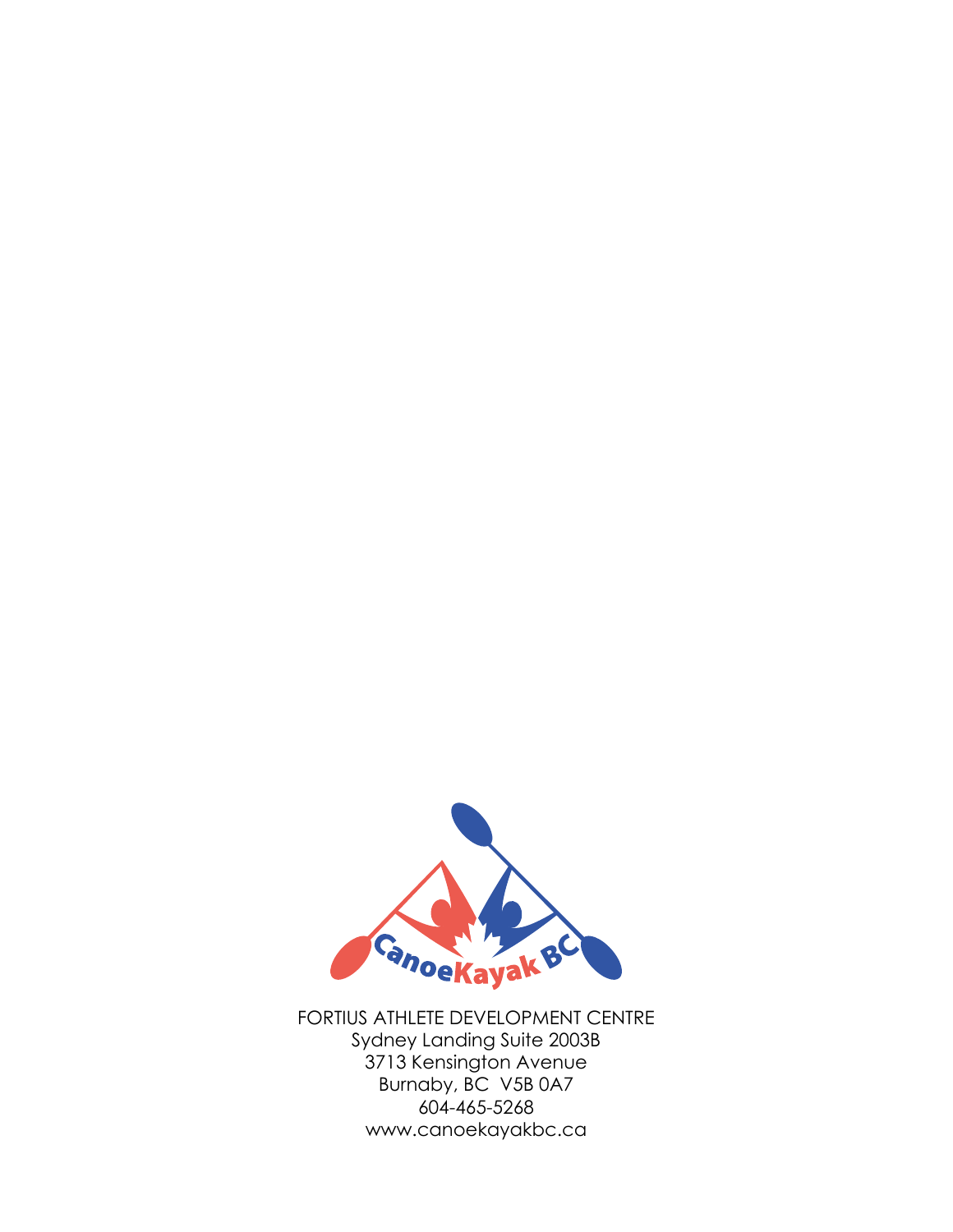FORTIUS ATHLETE DEVELOPMENT CENTRE
Sydney Landing Suite 2003B
3713 Kensington Avenue
Burnaby, BC V5B 0A7
604-465-5268
www.canoekayakbc.ca